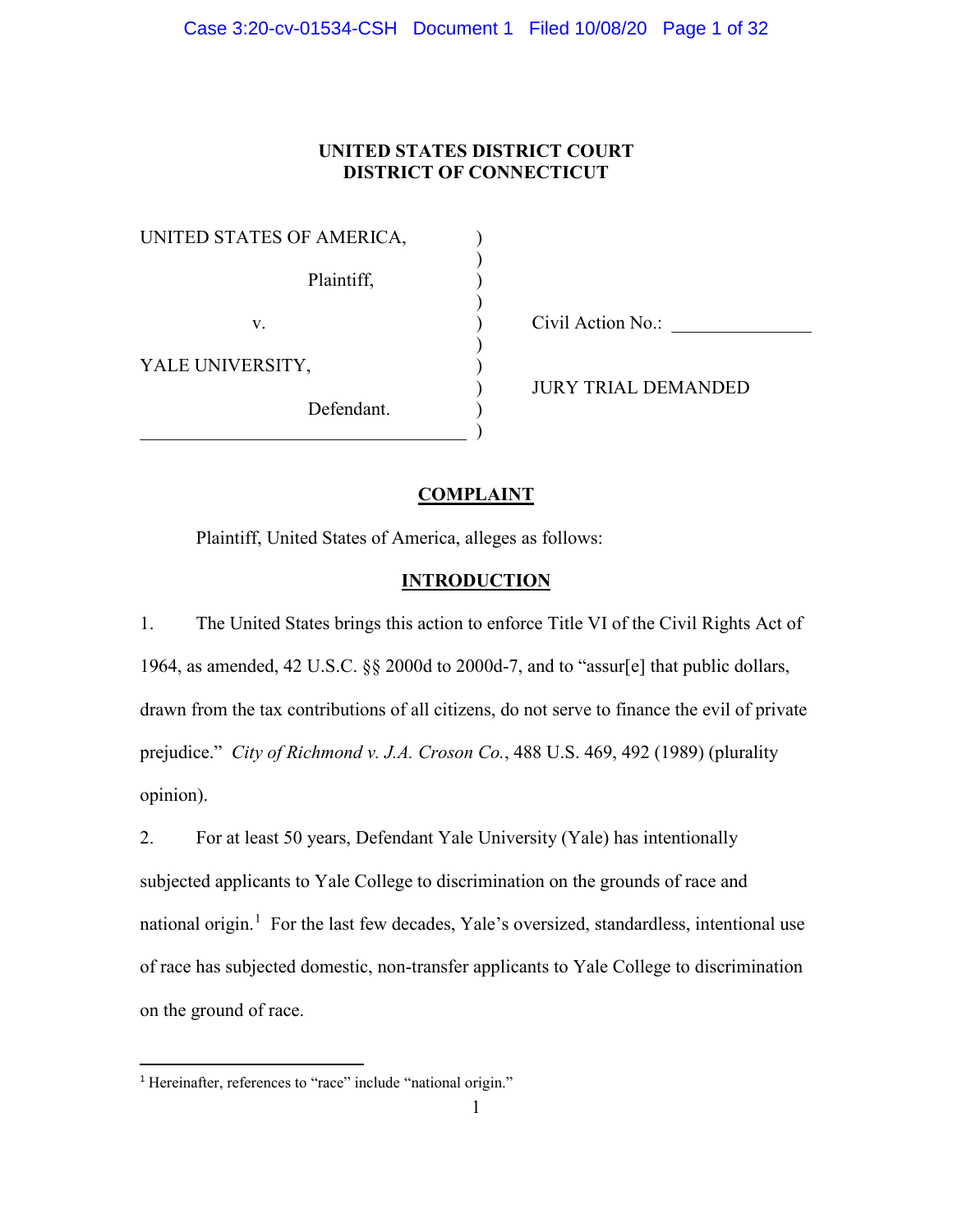# UNITED STATES DISTRICT COURT
# DISTRICT OF CONNECTICUT

| | | |
|---|---|---|
| UNITED STATES OF AMERICA, | ) | |
| Plaintiff, | ) | |
| v. | ) | Civil Action No.: _______________ |
| YALE UNIVERSITY, | ) | |
| | ) | JURY TRIAL DEMANDED |
| Defendant. | ) | |

## COMPLAINT

Plaintiff, United States of America, alleges as follows:

## INTRODUCTION

1. The United States brings this action to enforce Title VI of the Civil Rights Act of 1964, as amended, 42 U.S.C. §§ 2000d to 2000d-7, and to "assur[e] that public dollars, drawn from the tax contributions of all citizens, do not serve to finance the evil of private prejudice." *City of Richmond v. J.A. Croson Co.*, 488 U.S. 469, 492 (1989) (plurality opinion).

2. For at least 50 years, Defendant Yale University (Yale) has intentionally subjected applicants to Yale College to discrimination on the grounds of race and national origin.[1] For the last few decades, Yale's oversized, standardless, intentional use of race has subjected domestic, non-transfer applicants to Yale College to discrimination on the ground of race.

[1] Hereinafter, references to "race" include "national origin."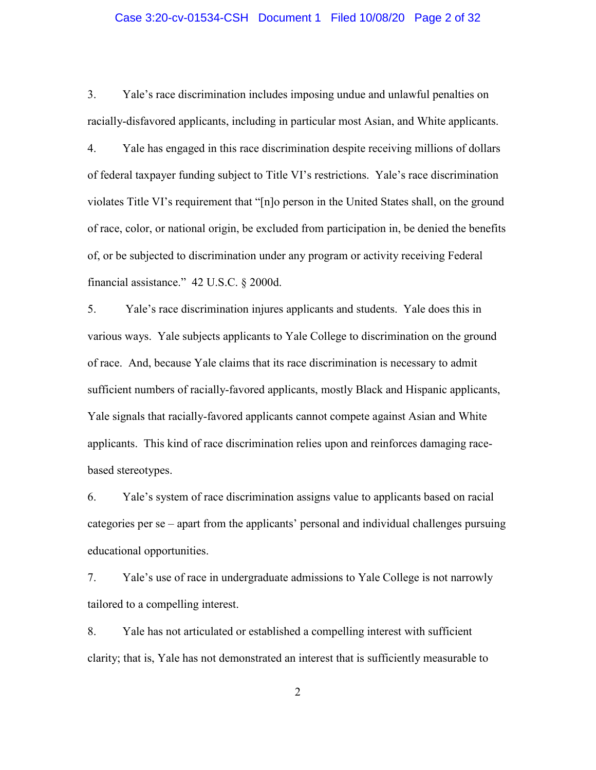3. Yale's race discrimination includes imposing undue and unlawful penalties on racially-disfavored applicants, including in particular most Asian, and White applicants.

4. Yale has engaged in this race discrimination despite receiving millions of dollars of federal taxpayer funding subject to Title VI's restrictions. Yale's race discrimination violates Title VI's requirement that "[n]o person in the United States shall, on the ground of race, color, or national origin, be excluded from participation in, be denied the benefits of, or be subjected to discrimination under any program or activity receiving Federal financial assistance." 42 U.S.C. § 2000d.

5. Yale's race discrimination injures applicants and students. Yale does this in various ways. Yale subjects applicants to Yale College to discrimination on the ground of race. And, because Yale claims that its race discrimination is necessary to admit sufficient numbers of racially-favored applicants, mostly Black and Hispanic applicants, Yale signals that racially-favored applicants cannot compete against Asian and White applicants. This kind of race discrimination relies upon and reinforces damaging race-based stereotypes.

6. Yale's system of race discrimination assigns value to applicants based on racial categories per se – apart from the applicants' personal and individual challenges pursuing educational opportunities.

7. Yale's use of race in undergraduate admissions to Yale College is not narrowly tailored to a compelling interest.

8. Yale has not articulated or established a compelling interest with sufficient clarity; that is, Yale has not demonstrated an interest that is sufficiently measurable to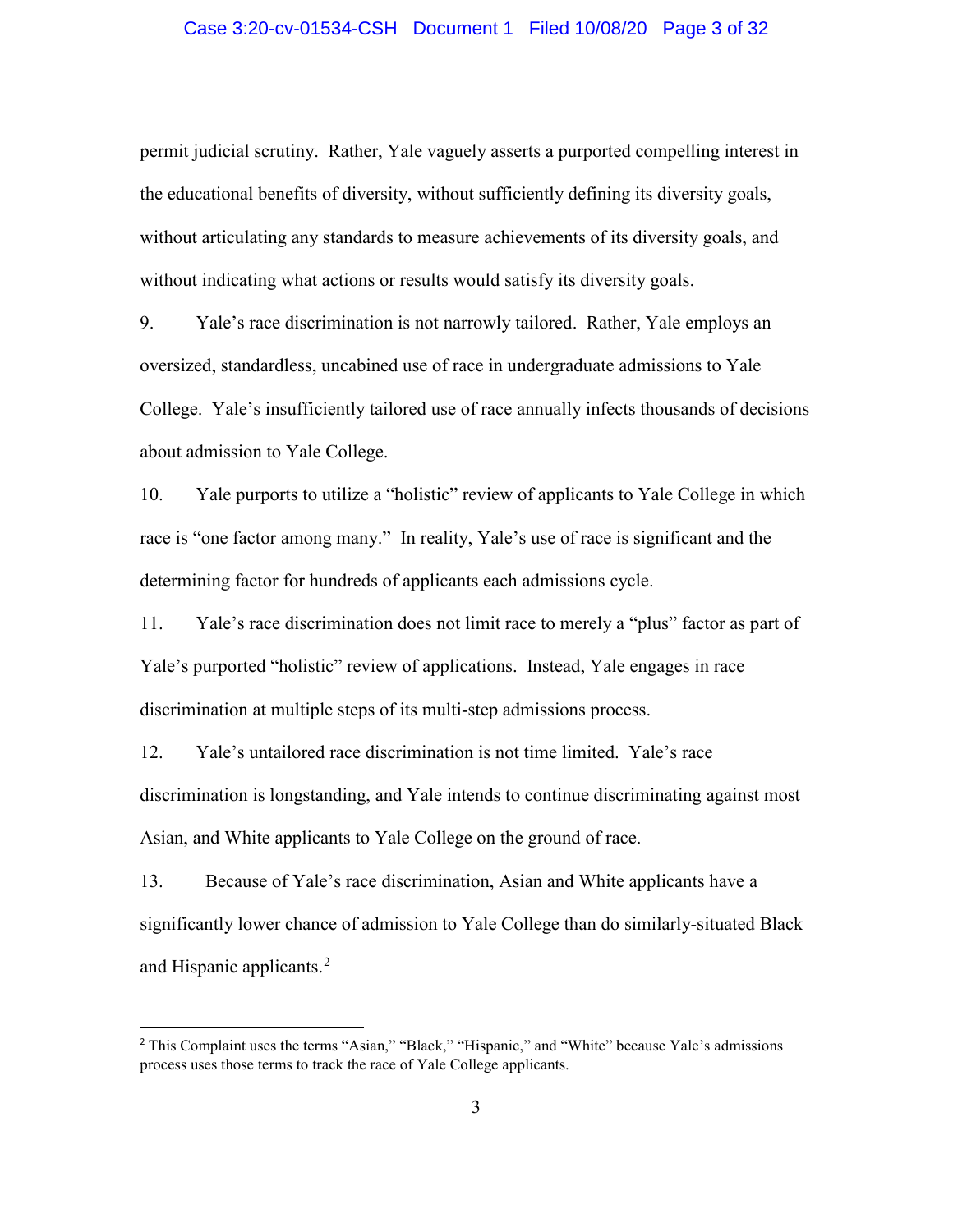permit judicial scrutiny. Rather, Yale vaguely asserts a purported compelling interest in the educational benefits of diversity, without sufficiently defining its diversity goals, without articulating any standards to measure achievements of its diversity goals, and without indicating what actions or results would satisfy its diversity goals.

9. Yale's race discrimination is not narrowly tailored. Rather, Yale employs an oversized, standardless, uncabined use of race in undergraduate admissions to Yale College. Yale's insufficiently tailored use of race annually infects thousands of decisions about admission to Yale College.

10. Yale purports to utilize a "holistic" review of applicants to Yale College in which race is "one factor among many." In reality, Yale's use of race is significant and the determining factor for hundreds of applicants each admissions cycle.

11. Yale's race discrimination does not limit race to merely a "plus" factor as part of Yale's purported "holistic" review of applications. Instead, Yale engages in race discrimination at multiple steps of its multi-step admissions process.

12. Yale's untailored race discrimination is not time limited. Yale's race discrimination is longstanding, and Yale intends to continue discriminating against most Asian, and White applicants to Yale College on the ground of race.

13. Because of Yale's race discrimination, Asian and White applicants have a significantly lower chance of admission to Yale College than do similarly-situated Black and Hispanic applicants.[2]

---

[2] This Complaint uses the terms "Asian," "Black," "Hispanic," and "White" because Yale's admissions process uses those terms to track the race of Yale College applicants.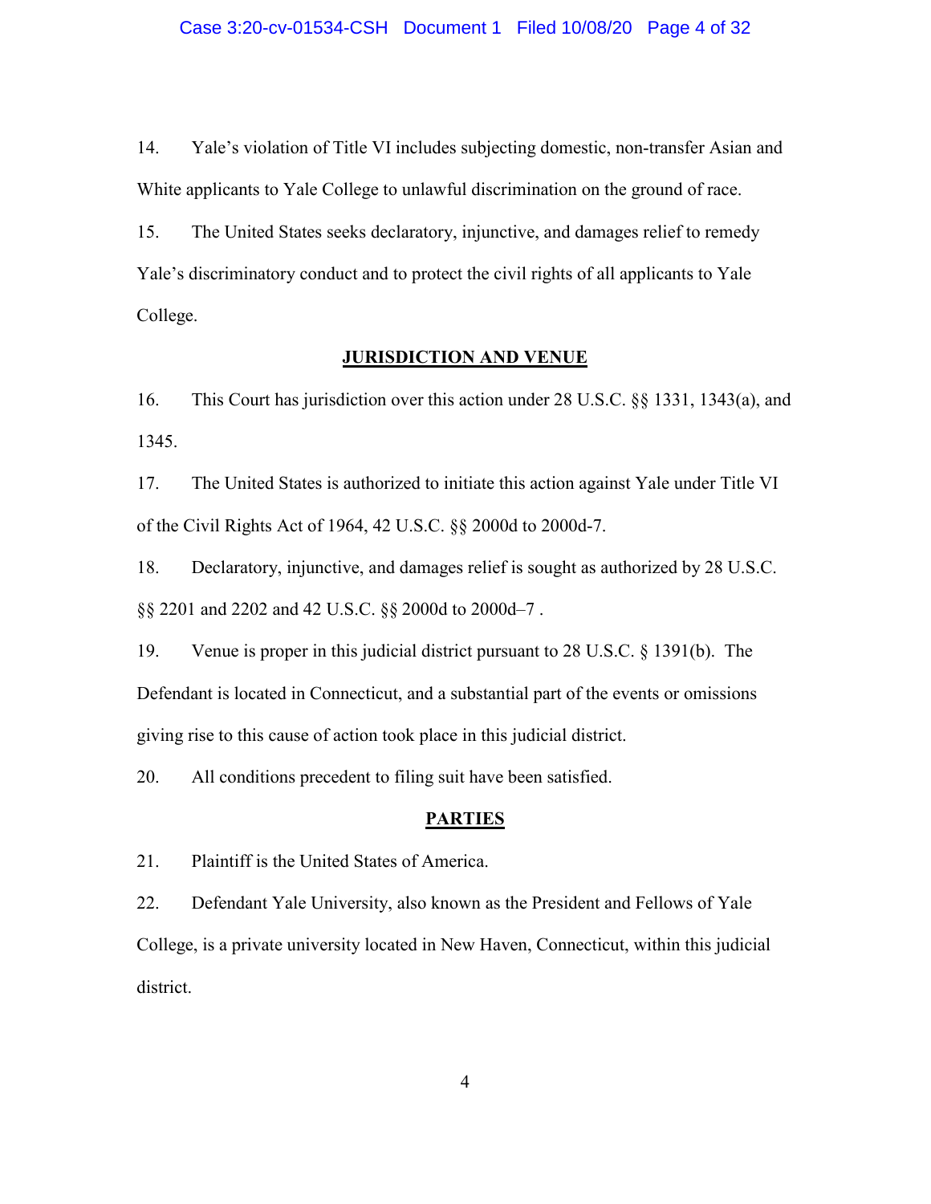14. Yale's violation of Title VI includes subjecting domestic, non-transfer Asian and White applicants to Yale College to unlawful discrimination on the ground of race.

15. The United States seeks declaratory, injunctive, and damages relief to remedy Yale's discriminatory conduct and to protect the civil rights of all applicants to Yale College.

## JURISDICTION AND VENUE

16. This Court has jurisdiction over this action under 28 U.S.C. §§ 1331, 1343(a), and 1345.

17. The United States is authorized to initiate this action against Yale under Title VI of the Civil Rights Act of 1964, 42 U.S.C. §§ 2000d to 2000d-7.

18. Declaratory, injunctive, and damages relief is sought as authorized by 28 U.S.C. §§ 2201 and 2202 and 42 U.S.C. §§ 2000d to 2000d–7 .

19. Venue is proper in this judicial district pursuant to 28 U.S.C. § 1391(b). The Defendant is located in Connecticut, and a substantial part of the events or omissions giving rise to this cause of action took place in this judicial district.

20. All conditions precedent to filing suit have been satisfied.

## PARTIES

21. Plaintiff is the United States of America.

22. Defendant Yale University, also known as the President and Fellows of Yale College, is a private university located in New Haven, Connecticut, within this judicial district.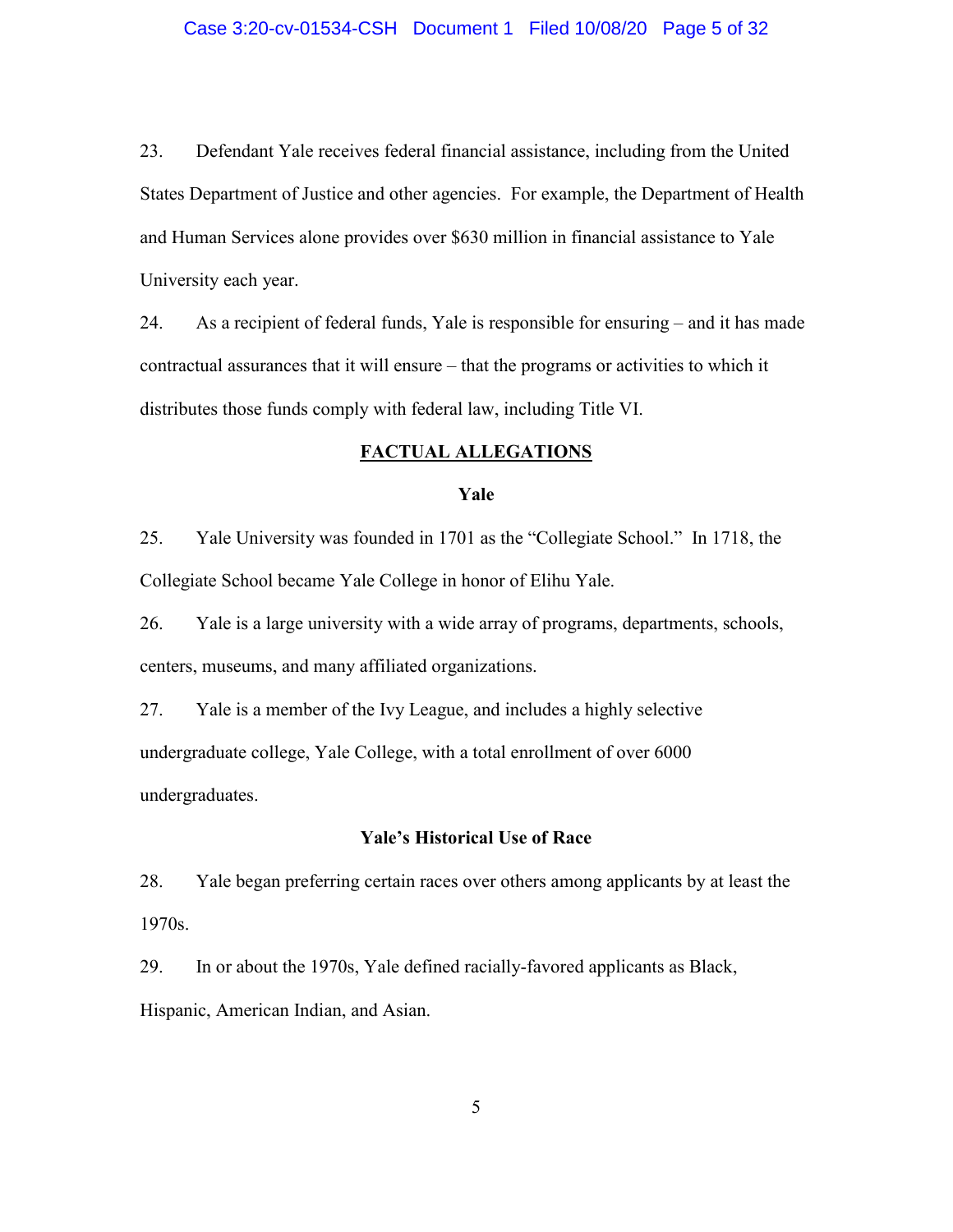23. Defendant Yale receives federal financial assistance, including from the United States Department of Justice and other agencies. For example, the Department of Health and Human Services alone provides over $630 million in financial assistance to Yale University each year.

24. As a recipient of federal funds, Yale is responsible for ensuring – and it has made contractual assurances that it will ensure – that the programs or activities to which it distributes those funds comply with federal law, including Title VI.

## FACTUAL ALLEGATIONS

### Yale

25. Yale University was founded in 1701 as the "Collegiate School." In 1718, the Collegiate School became Yale College in honor of Elihu Yale.

26. Yale is a large university with a wide array of programs, departments, schools, centers, museums, and many affiliated organizations.

27. Yale is a member of the Ivy League, and includes a highly selective undergraduate college, Yale College, with a total enrollment of over 6000 undergraduates.

### Yale's Historical Use of Race

28. Yale began preferring certain races over others among applicants by at least the 1970s.

29. In or about the 1970s, Yale defined racially-favored applicants as Black, Hispanic, American Indian, and Asian.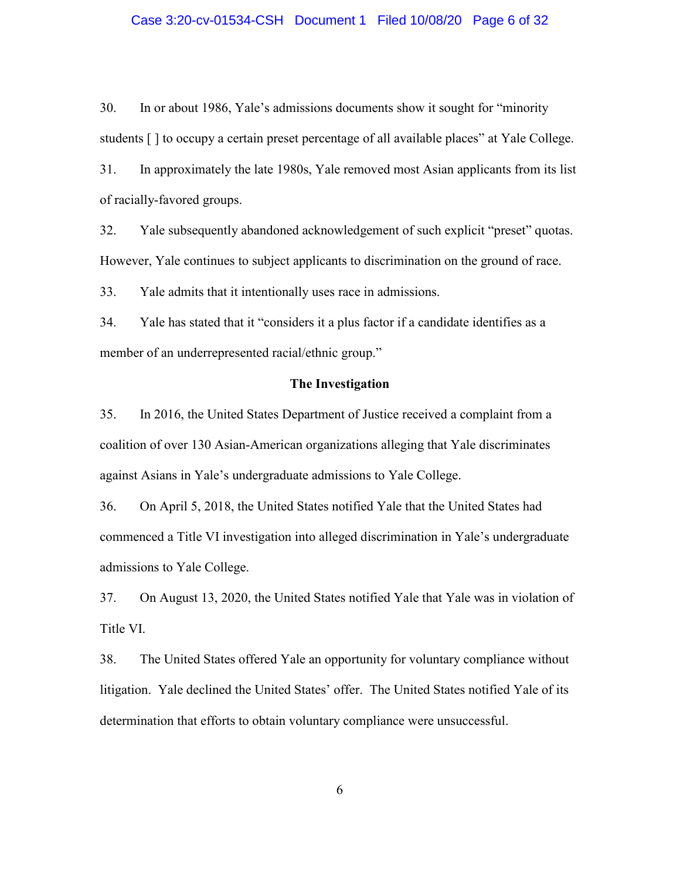30. In or about 1986, Yale's admissions documents show it sought for "minority students [ ] to occupy a certain preset percentage of all available places" at Yale College.

31. In approximately the late 1980s, Yale removed most Asian applicants from its list of racially-favored groups.

32. Yale subsequently abandoned acknowledgement of such explicit "preset" quotas. However, Yale continues to subject applicants to discrimination on the ground of race.

33. Yale admits that it intentionally uses race in admissions.

34. Yale has stated that it "considers it a plus factor if a candidate identifies as a member of an underrepresented racial/ethnic group."

**The Investigation**

35. In 2016, the United States Department of Justice received a complaint from a coalition of over 130 Asian-American organizations alleging that Yale discriminates against Asians in Yale's undergraduate admissions to Yale College.

36. On April 5, 2018, the United States notified Yale that the United States had commenced a Title VI investigation into alleged discrimination in Yale's undergraduate admissions to Yale College.

37. On August 13, 2020, the United States notified Yale that Yale was in violation of Title VI.

38. The United States offered Yale an opportunity for voluntary compliance without litigation. Yale declined the United States' offer. The United States notified Yale of its determination that efforts to obtain voluntary compliance were unsuccessful.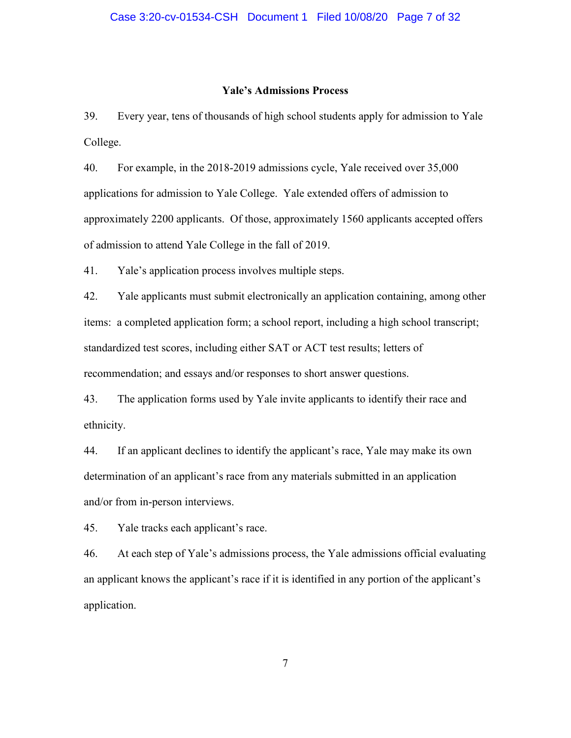## Yale's Admissions Process

39. Every year, tens of thousands of high school students apply for admission to Yale College.

40. For example, in the 2018-2019 admissions cycle, Yale received over 35,000 applications for admission to Yale College. Yale extended offers of admission to approximately 2200 applicants. Of those, approximately 1560 applicants accepted offers of admission to attend Yale College in the fall of 2019.

41. Yale's application process involves multiple steps.

42. Yale applicants must submit electronically an application containing, among other items: a completed application form; a school report, including a high school transcript; standardized test scores, including either SAT or ACT test results; letters of recommendation; and essays and/or responses to short answer questions.

43. The application forms used by Yale invite applicants to identify their race and ethnicity.

44. If an applicant declines to identify the applicant's race, Yale may make its own determination of an applicant's race from any materials submitted in an application and/or from in-person interviews.

45. Yale tracks each applicant's race.

46. At each step of Yale's admissions process, the Yale admissions official evaluating an applicant knows the applicant's race if it is identified in any portion of the applicant's application.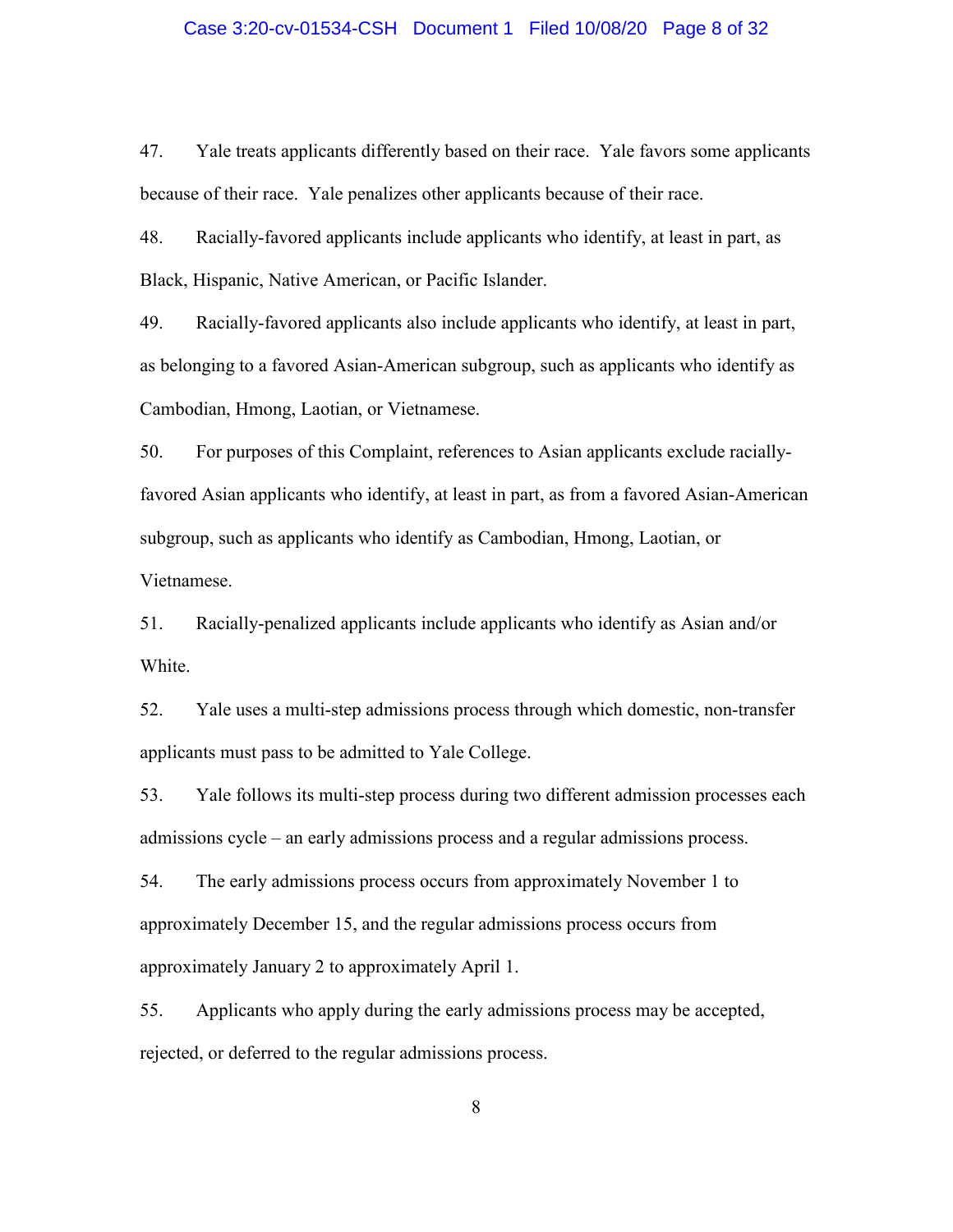47. Yale treats applicants differently based on their race. Yale favors some applicants because of their race. Yale penalizes other applicants because of their race.

48. Racially-favored applicants include applicants who identify, at least in part, as Black, Hispanic, Native American, or Pacific Islander.

49. Racially-favored applicants also include applicants who identify, at least in part, as belonging to a favored Asian-American subgroup, such as applicants who identify as Cambodian, Hmong, Laotian, or Vietnamese.

50. For purposes of this Complaint, references to Asian applicants exclude racially-favored Asian applicants who identify, at least in part, as from a favored Asian-American subgroup, such as applicants who identify as Cambodian, Hmong, Laotian, or Vietnamese.

51. Racially-penalized applicants include applicants who identify as Asian and/or White.

52. Yale uses a multi-step admissions process through which domestic, non-transfer applicants must pass to be admitted to Yale College.

53. Yale follows its multi-step process during two different admission processes each admissions cycle – an early admissions process and a regular admissions process.

54. The early admissions process occurs from approximately November 1 to approximately December 15, and the regular admissions process occurs from approximately January 2 to approximately April 1.

55. Applicants who apply during the early admissions process may be accepted, rejected, or deferred to the regular admissions process.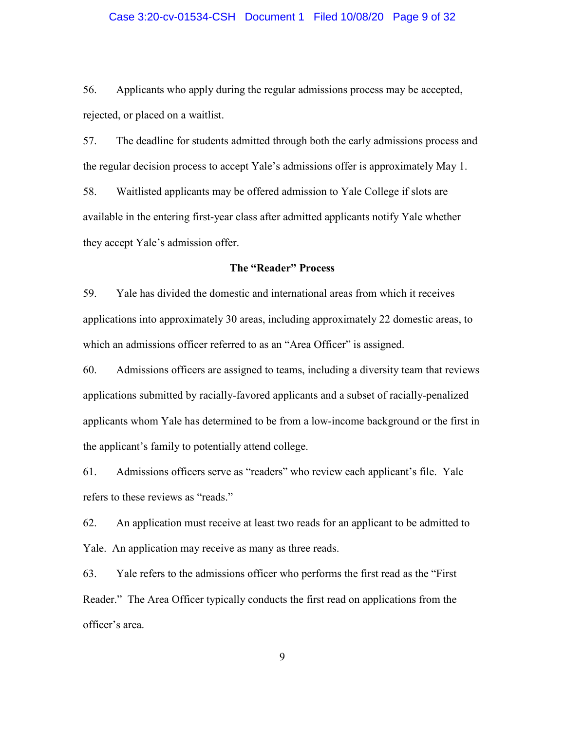56. Applicants who apply during the regular admissions process may be accepted, rejected, or placed on a waitlist.

57. The deadline for students admitted through both the early admissions process and the regular decision process to accept Yale's admissions offer is approximately May 1.

58. Waitlisted applicants may be offered admission to Yale College if slots are available in the entering first-year class after admitted applicants notify Yale whether they accept Yale's admission offer.

**The "Reader" Process**

59. Yale has divided the domestic and international areas from which it receives applications into approximately 30 areas, including approximately 22 domestic areas, to which an admissions officer referred to as an "Area Officer" is assigned.

60. Admissions officers are assigned to teams, including a diversity team that reviews applications submitted by racially-favored applicants and a subset of racially-penalized applicants whom Yale has determined to be from a low-income background or the first in the applicant's family to potentially attend college.

61. Admissions officers serve as "readers" who review each applicant's file. Yale refers to these reviews as "reads."

62. An application must receive at least two reads for an applicant to be admitted to Yale. An application may receive as many as three reads.

63. Yale refers to the admissions officer who performs the first read as the "First Reader." The Area Officer typically conducts the first read on applications from the officer's area.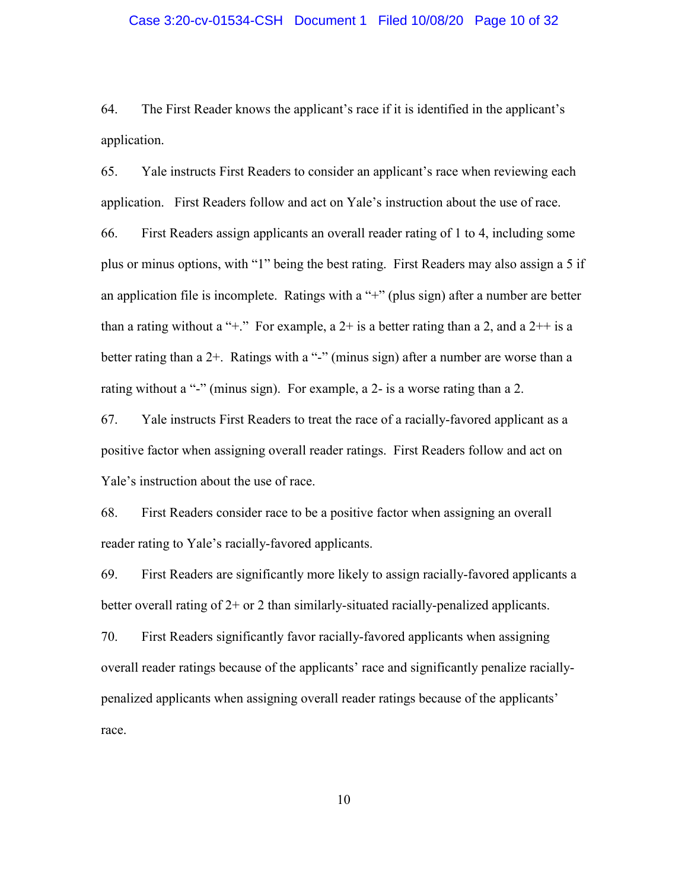64. The First Reader knows the applicant's race if it is identified in the applicant's application.

65. Yale instructs First Readers to consider an applicant's race when reviewing each application. First Readers follow and act on Yale's instruction about the use of race.

66. First Readers assign applicants an overall reader rating of 1 to 4, including some plus or minus options, with "1" being the best rating. First Readers may also assign a 5 if an application file is incomplete. Ratings with a "+" (plus sign) after a number are better than a rating without a "+." For example, a 2+ is a better rating than a 2, and a 2++ is a better rating than a 2+. Ratings with a "-" (minus sign) after a number are worse than a rating without a "-" (minus sign). For example, a 2- is a worse rating than a 2.

67. Yale instructs First Readers to treat the race of a racially-favored applicant as a positive factor when assigning overall reader ratings. First Readers follow and act on Yale's instruction about the use of race.

68. First Readers consider race to be a positive factor when assigning an overall reader rating to Yale's racially-favored applicants.

69. First Readers are significantly more likely to assign racially-favored applicants a better overall rating of 2+ or 2 than similarly-situated racially-penalized applicants.

70. First Readers significantly favor racially-favored applicants when assigning overall reader ratings because of the applicants' race and significantly penalize racially-penalized applicants when assigning overall reader ratings because of the applicants' race.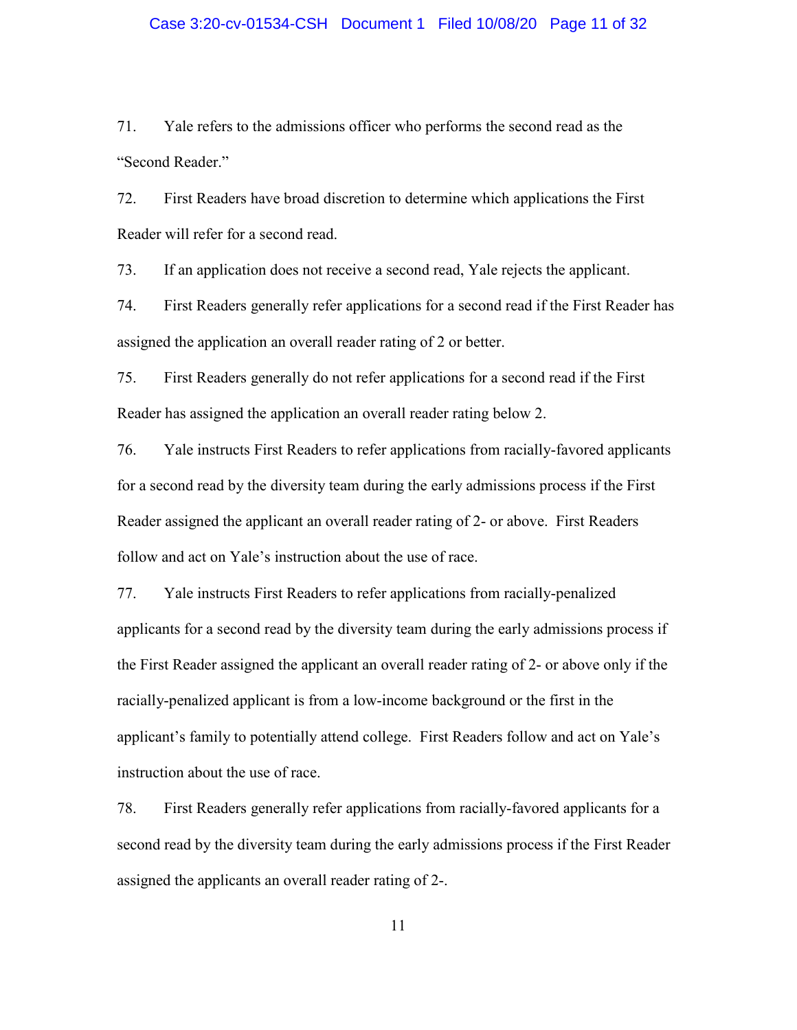71. Yale refers to the admissions officer who performs the second read as the "Second Reader."

72. First Readers have broad discretion to determine which applications the First Reader will refer for a second read.

73. If an application does not receive a second read, Yale rejects the applicant.

74. First Readers generally refer applications for a second read if the First Reader has assigned the application an overall reader rating of 2 or better.

75. First Readers generally do not refer applications for a second read if the First Reader has assigned the application an overall reader rating below 2.

76. Yale instructs First Readers to refer applications from racially-favored applicants for a second read by the diversity team during the early admissions process if the First Reader assigned the applicant an overall reader rating of 2- or above. First Readers follow and act on Yale's instruction about the use of race.

77. Yale instructs First Readers to refer applications from racially-penalized applicants for a second read by the diversity team during the early admissions process if the First Reader assigned the applicant an overall reader rating of 2- or above only if the racially-penalized applicant is from a low-income background or the first in the applicant's family to potentially attend college. First Readers follow and act on Yale's instruction about the use of race.

78. First Readers generally refer applications from racially-favored applicants for a second read by the diversity team during the early admissions process if the First Reader assigned the applicants an overall reader rating of 2-.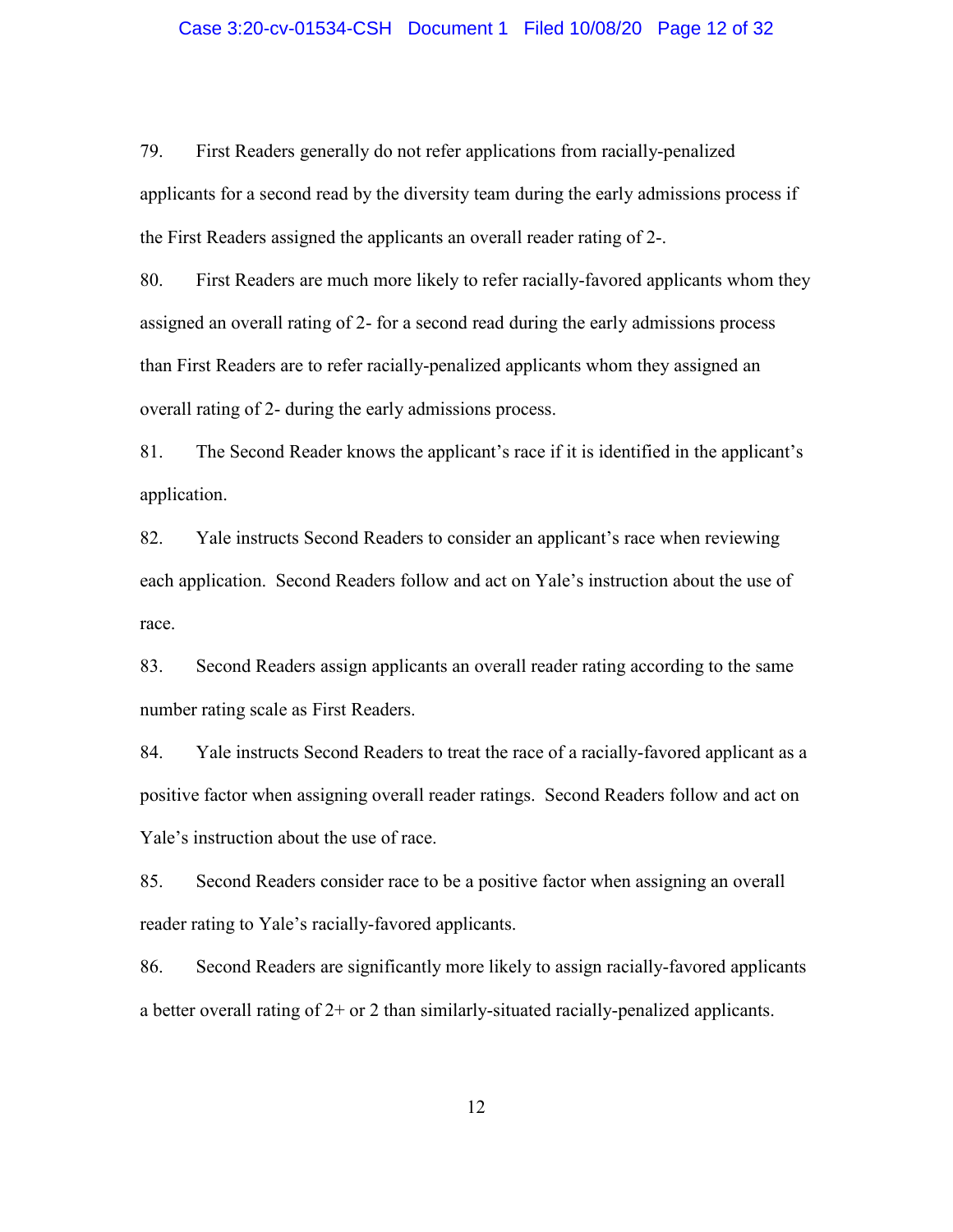79. First Readers generally do not refer applications from racially-penalized applicants for a second read by the diversity team during the early admissions process if the First Readers assigned the applicants an overall reader rating of 2-.

80. First Readers are much more likely to refer racially-favored applicants whom they assigned an overall rating of 2- for a second read during the early admissions process than First Readers are to refer racially-penalized applicants whom they assigned an overall rating of 2- during the early admissions process.

81. The Second Reader knows the applicant's race if it is identified in the applicant's application.

82. Yale instructs Second Readers to consider an applicant's race when reviewing each application. Second Readers follow and act on Yale's instruction about the use of race.

83. Second Readers assign applicants an overall reader rating according to the same number rating scale as First Readers.

84. Yale instructs Second Readers to treat the race of a racially-favored applicant as a positive factor when assigning overall reader ratings. Second Readers follow and act on Yale's instruction about the use of race.

85. Second Readers consider race to be a positive factor when assigning an overall reader rating to Yale's racially-favored applicants.

86. Second Readers are significantly more likely to assign racially-favored applicants a better overall rating of 2+ or 2 than similarly-situated racially-penalized applicants.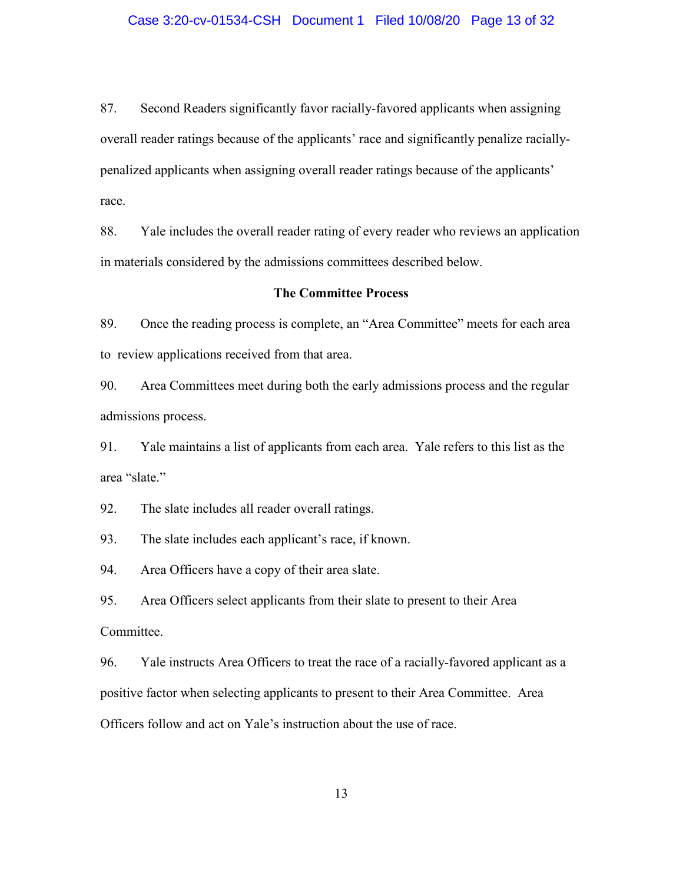87. Second Readers significantly favor racially-favored applicants when assigning overall reader ratings because of the applicants' race and significantly penalize racially-penalized applicants when assigning overall reader ratings because of the applicants' race.

88. Yale includes the overall reader rating of every reader who reviews an application in materials considered by the admissions committees described below.

**The Committee Process**

89. Once the reading process is complete, an "Area Committee" meets for each area to review applications received from that area.

90. Area Committees meet during both the early admissions process and the regular admissions process.

91. Yale maintains a list of applicants from each area. Yale refers to this list as the area "slate."

92. The slate includes all reader overall ratings.

93. The slate includes each applicant's race, if known.

94. Area Officers have a copy of their area slate.

95. Area Officers select applicants from their slate to present to their Area Committee.

96. Yale instructs Area Officers to treat the race of a racially-favored applicant as a positive factor when selecting applicants to present to their Area Committee. Area Officers follow and act on Yale's instruction about the use of race.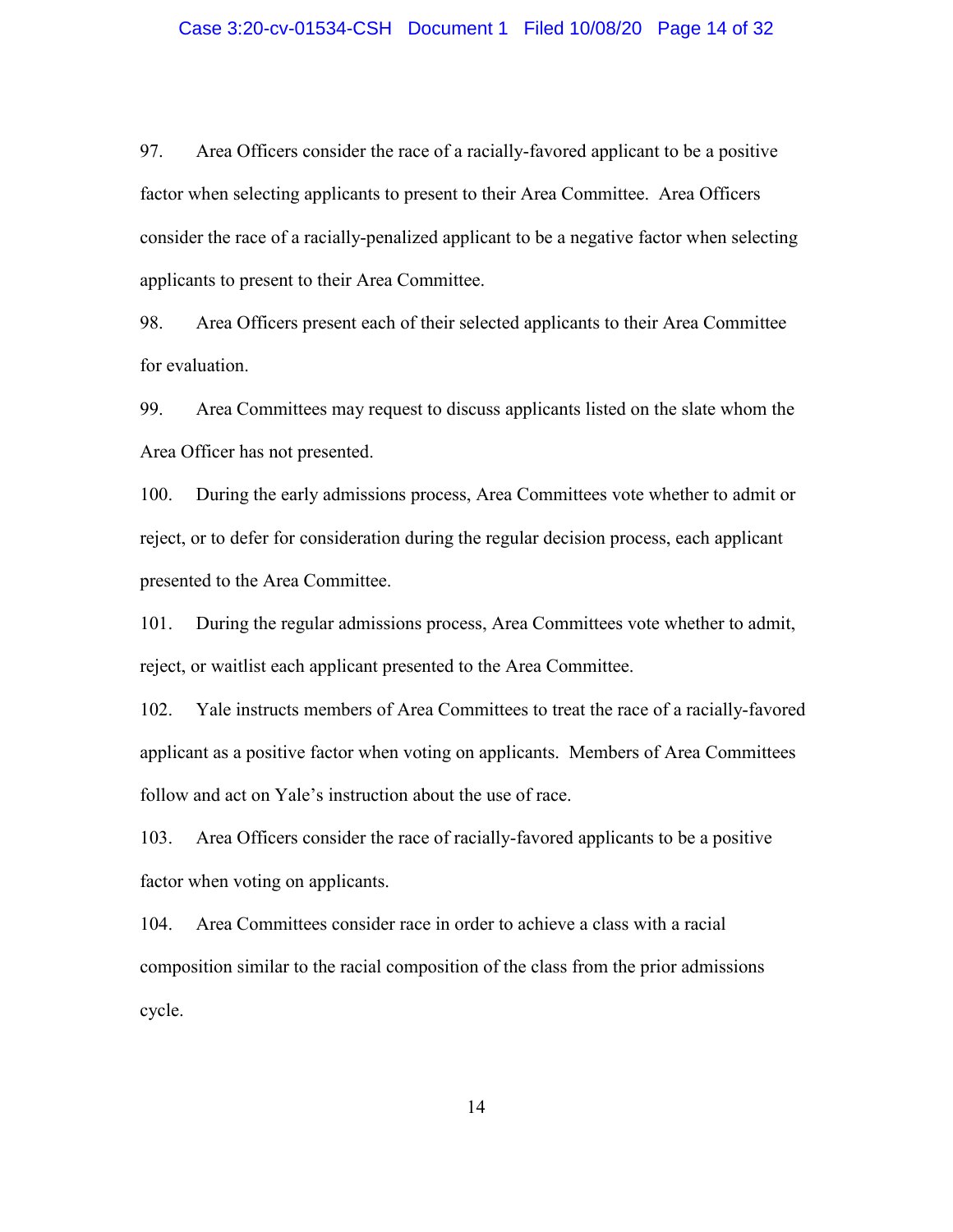97. Area Officers consider the race of a racially-favored applicant to be a positive factor when selecting applicants to present to their Area Committee. Area Officers consider the race of a racially-penalized applicant to be a negative factor when selecting applicants to present to their Area Committee.

98. Area Officers present each of their selected applicants to their Area Committee for evaluation.

99. Area Committees may request to discuss applicants listed on the slate whom the Area Officer has not presented.

100. During the early admissions process, Area Committees vote whether to admit or reject, or to defer for consideration during the regular decision process, each applicant presented to the Area Committee.

101. During the regular admissions process, Area Committees vote whether to admit, reject, or waitlist each applicant presented to the Area Committee.

102. Yale instructs members of Area Committees to treat the race of a racially-favored applicant as a positive factor when voting on applicants. Members of Area Committees follow and act on Yale's instruction about the use of race.

103. Area Officers consider the race of racially-favored applicants to be a positive factor when voting on applicants.

104. Area Committees consider race in order to achieve a class with a racial composition similar to the racial composition of the class from the prior admissions cycle.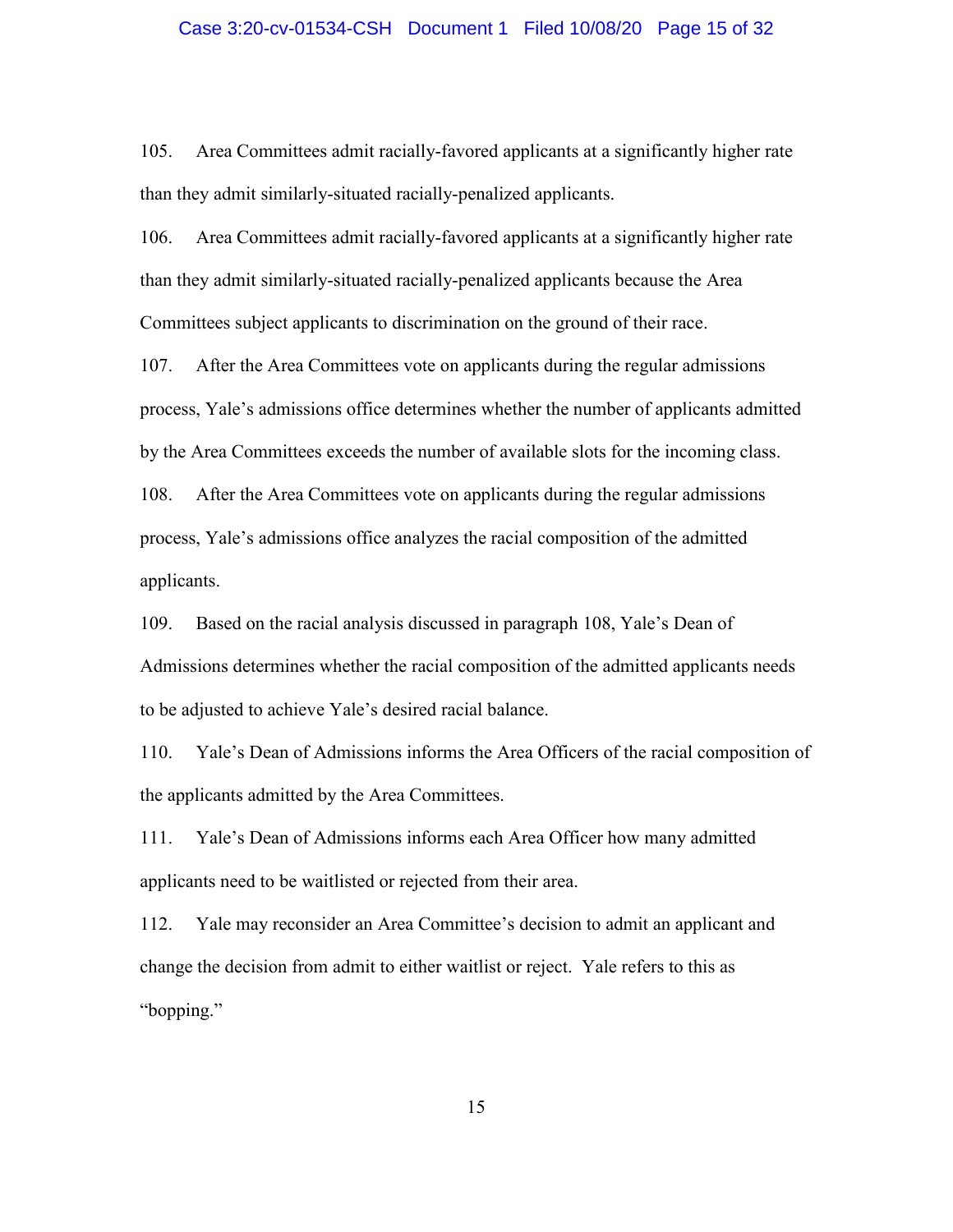105. Area Committees admit racially-favored applicants at a significantly higher rate than they admit similarly-situated racially-penalized applicants.

106. Area Committees admit racially-favored applicants at a significantly higher rate than they admit similarly-situated racially-penalized applicants because the Area Committees subject applicants to discrimination on the ground of their race.

107. After the Area Committees vote on applicants during the regular admissions process, Yale's admissions office determines whether the number of applicants admitted by the Area Committees exceeds the number of available slots for the incoming class.

108. After the Area Committees vote on applicants during the regular admissions process, Yale's admissions office analyzes the racial composition of the admitted applicants.

109. Based on the racial analysis discussed in paragraph 108, Yale's Dean of Admissions determines whether the racial composition of the admitted applicants needs to be adjusted to achieve Yale's desired racial balance.

110. Yale's Dean of Admissions informs the Area Officers of the racial composition of the applicants admitted by the Area Committees.

111. Yale's Dean of Admissions informs each Area Officer how many admitted applicants need to be waitlisted or rejected from their area.

112. Yale may reconsider an Area Committee's decision to admit an applicant and change the decision from admit to either waitlist or reject. Yale refers to this as "bopping."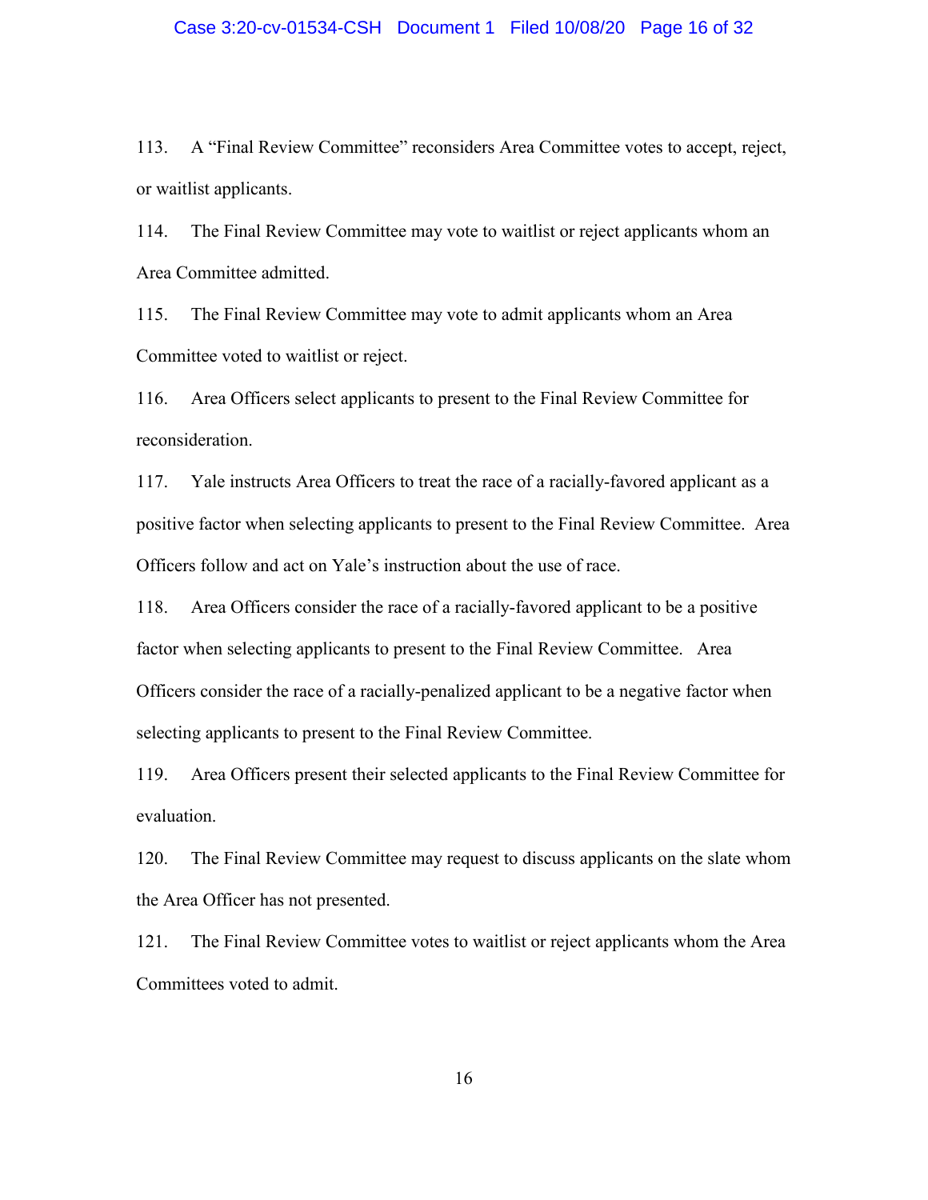113. A "Final Review Committee" reconsiders Area Committee votes to accept, reject, or waitlist applicants.

114. The Final Review Committee may vote to waitlist or reject applicants whom an Area Committee admitted.

115. The Final Review Committee may vote to admit applicants whom an Area Committee voted to waitlist or reject.

116. Area Officers select applicants to present to the Final Review Committee for reconsideration.

117. Yale instructs Area Officers to treat the race of a racially-favored applicant as a positive factor when selecting applicants to present to the Final Review Committee. Area Officers follow and act on Yale's instruction about the use of race.

118. Area Officers consider the race of a racially-favored applicant to be a positive factor when selecting applicants to present to the Final Review Committee. Area Officers consider the race of a racially-penalized applicant to be a negative factor when selecting applicants to present to the Final Review Committee.

119. Area Officers present their selected applicants to the Final Review Committee for evaluation.

120. The Final Review Committee may request to discuss applicants on the slate whom the Area Officer has not presented.

121. The Final Review Committee votes to waitlist or reject applicants whom the Area Committees voted to admit.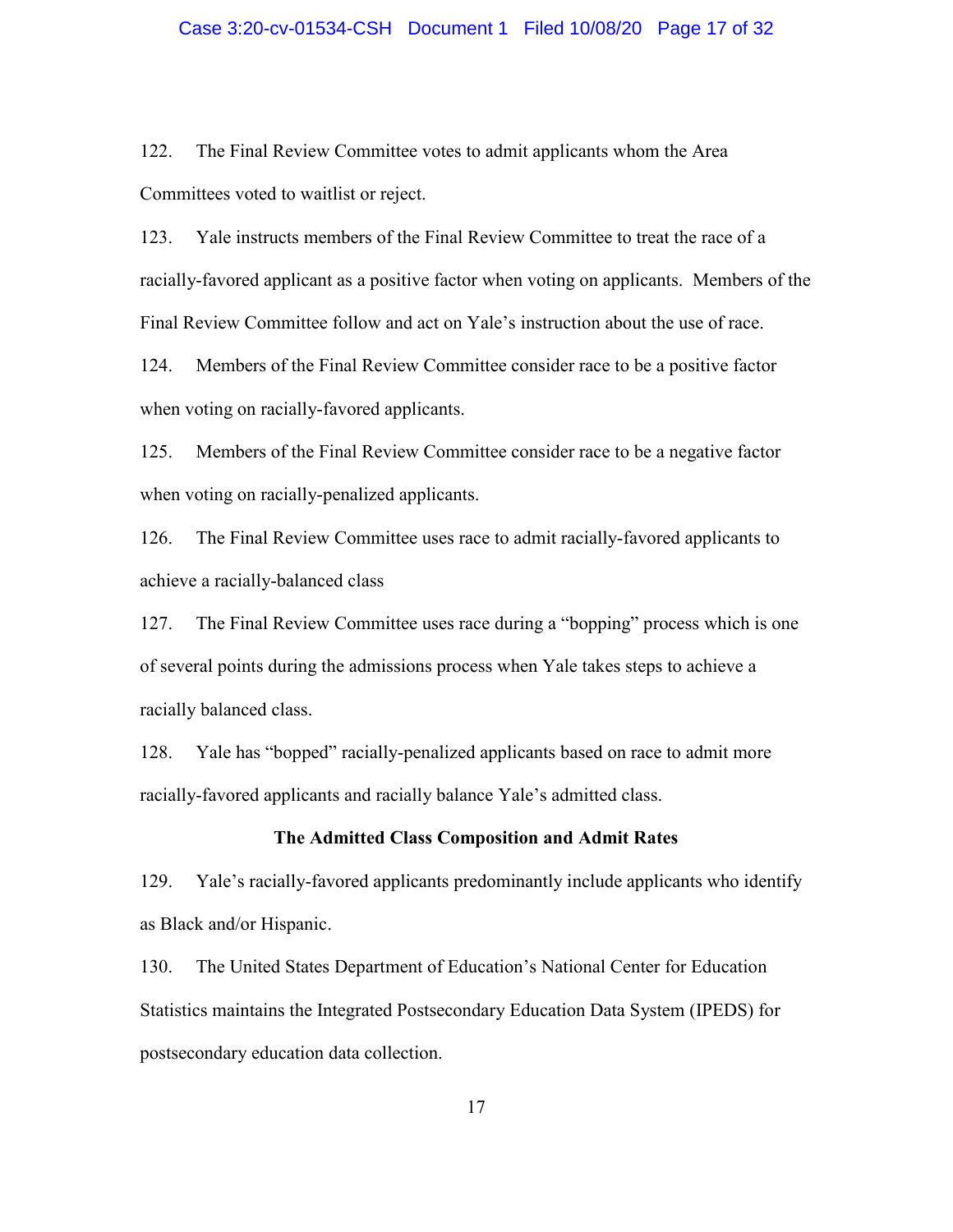122. The Final Review Committee votes to admit applicants whom the Area Committees voted to waitlist or reject.

123. Yale instructs members of the Final Review Committee to treat the race of a racially-favored applicant as a positive factor when voting on applicants. Members of the Final Review Committee follow and act on Yale's instruction about the use of race.

124. Members of the Final Review Committee consider race to be a positive factor when voting on racially-favored applicants.

125. Members of the Final Review Committee consider race to be a negative factor when voting on racially-penalized applicants.

126. The Final Review Committee uses race to admit racially-favored applicants to achieve a racially-balanced class

127. The Final Review Committee uses race during a "bopping" process which is one of several points during the admissions process when Yale takes steps to achieve a racially balanced class.

128. Yale has "bopped" racially-penalized applicants based on race to admit more racially-favored applicants and racially balance Yale's admitted class.

**The Admitted Class Composition and Admit Rates**

129. Yale's racially-favored applicants predominantly include applicants who identify as Black and/or Hispanic.

130. The United States Department of Education's National Center for Education Statistics maintains the Integrated Postsecondary Education Data System (IPEDS) for postsecondary education data collection.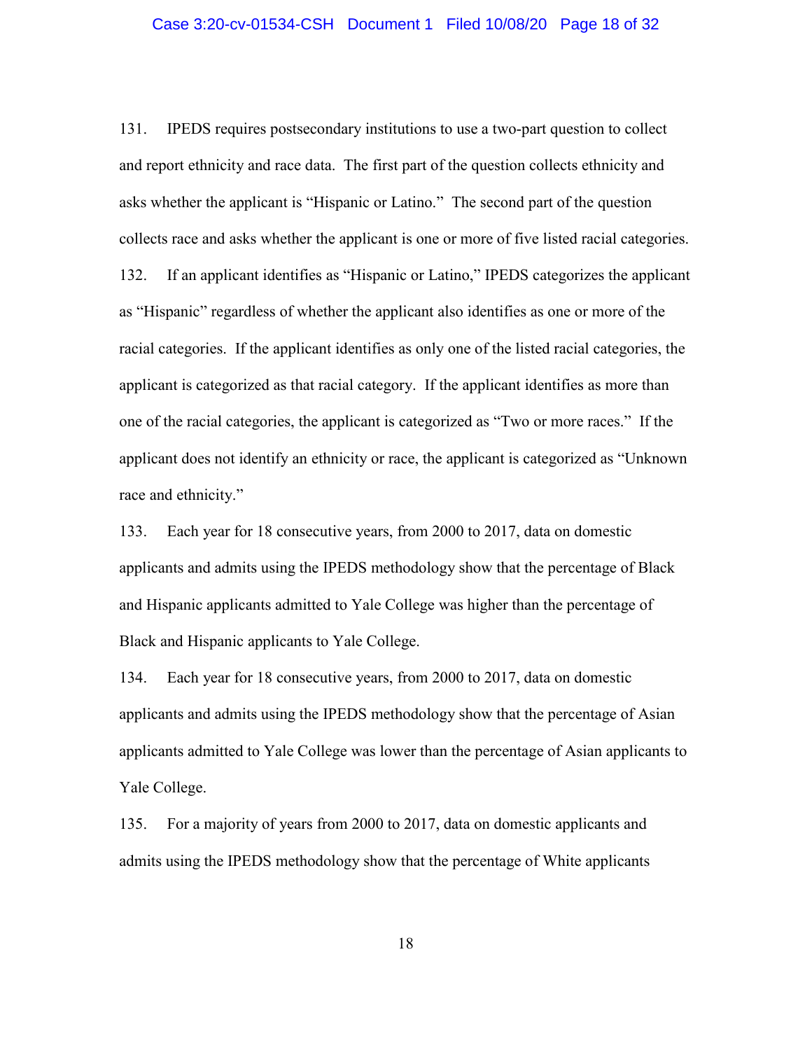131. IPEDS requires postsecondary institutions to use a two-part question to collect and report ethnicity and race data. The first part of the question collects ethnicity and asks whether the applicant is "Hispanic or Latino." The second part of the question collects race and asks whether the applicant is one or more of five listed racial categories.

132. If an applicant identifies as "Hispanic or Latino," IPEDS categorizes the applicant as "Hispanic" regardless of whether the applicant also identifies as one or more of the racial categories. If the applicant identifies as only one of the listed racial categories, the applicant is categorized as that racial category. If the applicant identifies as more than one of the racial categories, the applicant is categorized as "Two or more races." If the applicant does not identify an ethnicity or race, the applicant is categorized as "Unknown race and ethnicity."

133. Each year for 18 consecutive years, from 2000 to 2017, data on domestic applicants and admits using the IPEDS methodology show that the percentage of Black and Hispanic applicants admitted to Yale College was higher than the percentage of Black and Hispanic applicants to Yale College.

134. Each year for 18 consecutive years, from 2000 to 2017, data on domestic applicants and admits using the IPEDS methodology show that the percentage of Asian applicants admitted to Yale College was lower than the percentage of Asian applicants to Yale College.

135. For a majority of years from 2000 to 2017, data on domestic applicants and admits using the IPEDS methodology show that the percentage of White applicants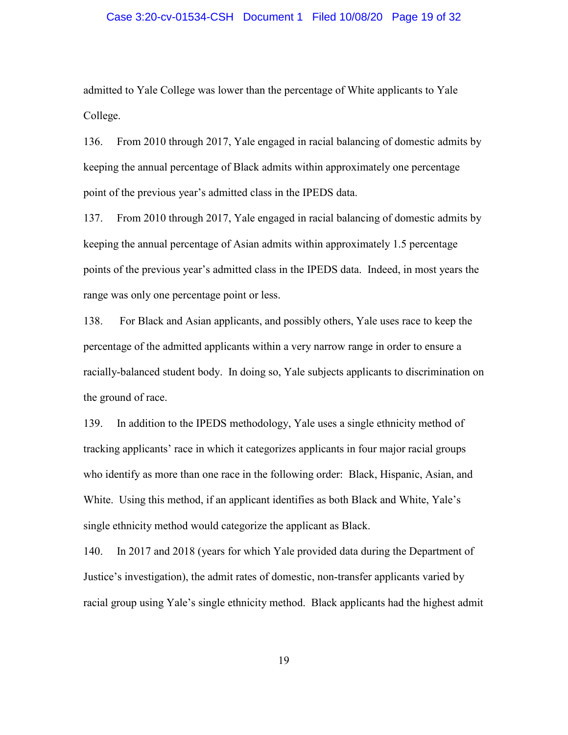admitted to Yale College was lower than the percentage of White applicants to Yale College.

136. From 2010 through 2017, Yale engaged in racial balancing of domestic admits by keeping the annual percentage of Black admits within approximately one percentage point of the previous year's admitted class in the IPEDS data.

137. From 2010 through 2017, Yale engaged in racial balancing of domestic admits by keeping the annual percentage of Asian admits within approximately 1.5 percentage points of the previous year's admitted class in the IPEDS data. Indeed, in most years the range was only one percentage point or less.

138. For Black and Asian applicants, and possibly others, Yale uses race to keep the percentage of the admitted applicants within a very narrow range in order to ensure a racially-balanced student body. In doing so, Yale subjects applicants to discrimination on the ground of race.

139. In addition to the IPEDS methodology, Yale uses a single ethnicity method of tracking applicants' race in which it categorizes applicants in four major racial groups who identify as more than one race in the following order: Black, Hispanic, Asian, and White. Using this method, if an applicant identifies as both Black and White, Yale's single ethnicity method would categorize the applicant as Black.

140. In 2017 and 2018 (years for which Yale provided data during the Department of Justice's investigation), the admit rates of domestic, non-transfer applicants varied by racial group using Yale's single ethnicity method. Black applicants had the highest admit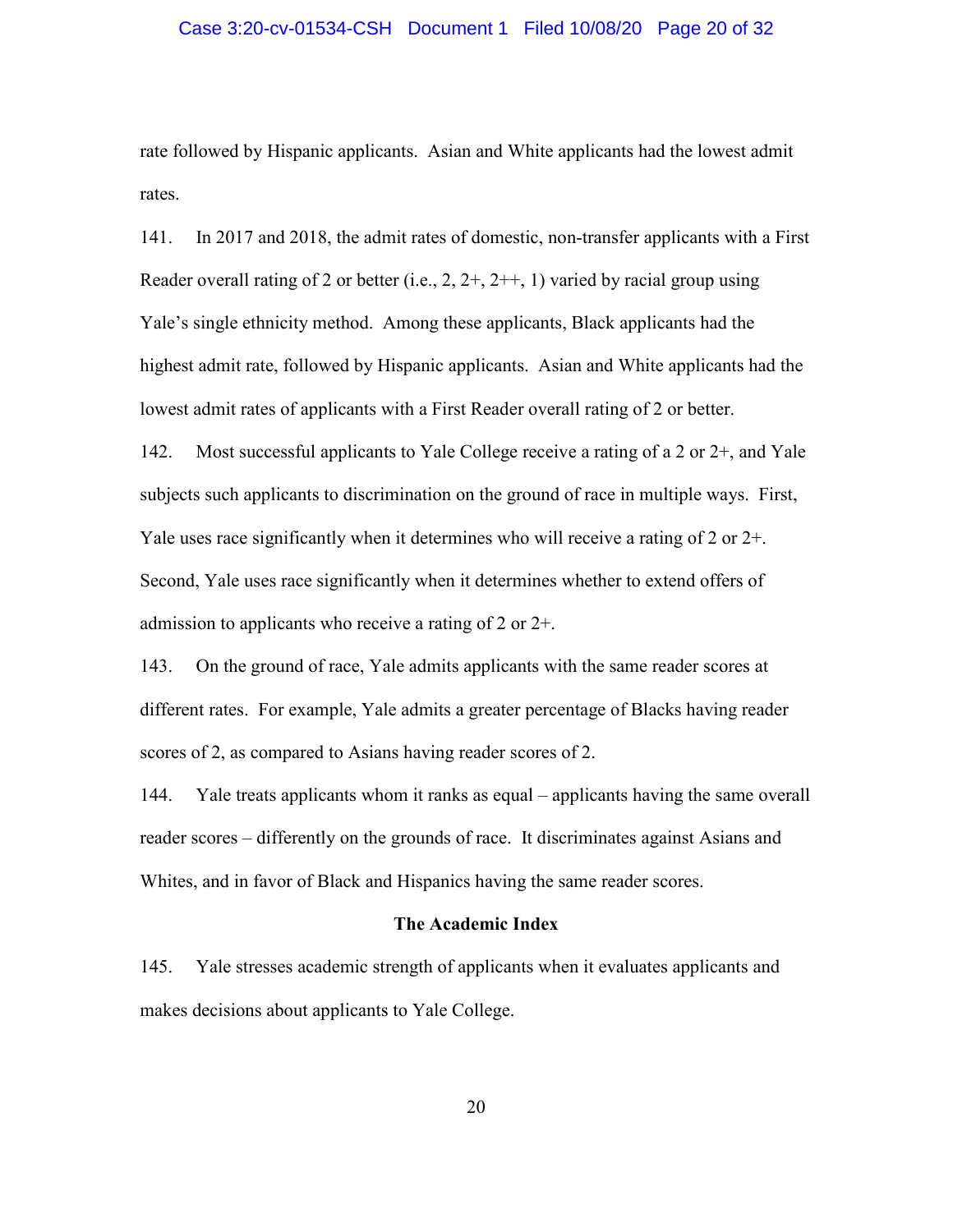rate followed by Hispanic applicants. Asian and White applicants had the lowest admit rates.

141. In 2017 and 2018, the admit rates of domestic, non-transfer applicants with a First Reader overall rating of 2 or better (i.e., 2, 2+, 2++, 1) varied by racial group using Yale's single ethnicity method. Among these applicants, Black applicants had the highest admit rate, followed by Hispanic applicants. Asian and White applicants had the lowest admit rates of applicants with a First Reader overall rating of 2 or better.

142. Most successful applicants to Yale College receive a rating of a 2 or 2+, and Yale subjects such applicants to discrimination on the ground of race in multiple ways. First, Yale uses race significantly when it determines who will receive a rating of 2 or 2+. Second, Yale uses race significantly when it determines whether to extend offers of admission to applicants who receive a rating of 2 or 2+.

143. On the ground of race, Yale admits applicants with the same reader scores at different rates. For example, Yale admits a greater percentage of Blacks having reader scores of 2, as compared to Asians having reader scores of 2.

144. Yale treats applicants whom it ranks as equal – applicants having the same overall reader scores – differently on the grounds of race. It discriminates against Asians and Whites, and in favor of Black and Hispanics having the same reader scores.

**The Academic Index**

145. Yale stresses academic strength of applicants when it evaluates applicants and makes decisions about applicants to Yale College.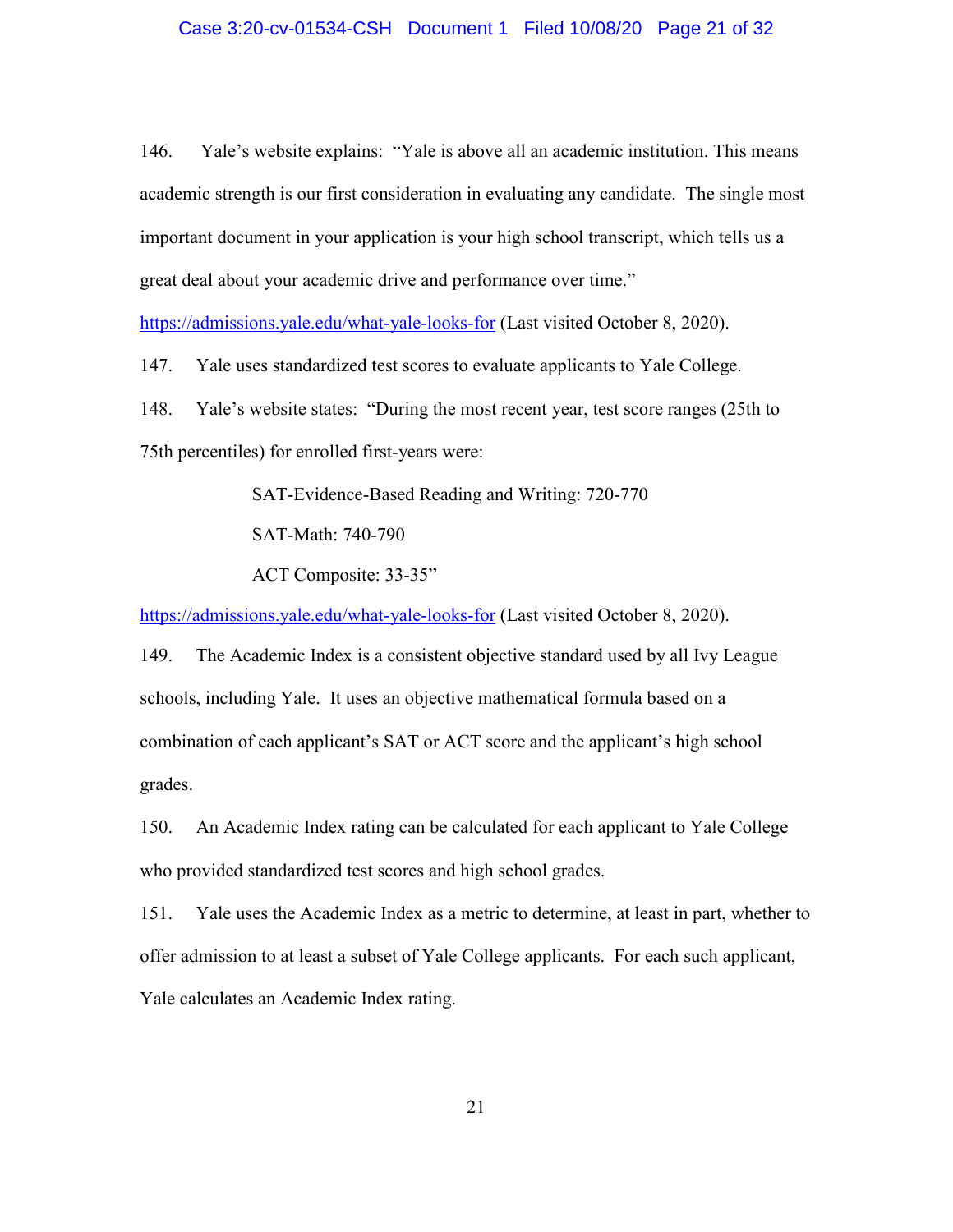146. Yale's website explains: "Yale is above all an academic institution. This means academic strength is our first consideration in evaluating any candidate. The single most important document in your application is your high school transcript, which tells us a great deal about your academic drive and performance over time." https://admissions.yale.edu/what-yale-looks-for (Last visited October 8, 2020).

147. Yale uses standardized test scores to evaluate applicants to Yale College.

148. Yale's website states: "During the most recent year, test score ranges (25th to 75th percentiles) for enrolled first-years were:

> SAT-Evidence-Based Reading and Writing: 720-770
>
> SAT-Math: 740-790
>
> ACT Composite: 33-35"

https://admissions.yale.edu/what-yale-looks-for (Last visited October 8, 2020).

149. The Academic Index is a consistent objective standard used by all Ivy League schools, including Yale. It uses an objective mathematical formula based on a combination of each applicant's SAT or ACT score and the applicant's high school grades.

150. An Academic Index rating can be calculated for each applicant to Yale College who provided standardized test scores and high school grades.

151. Yale uses the Academic Index as a metric to determine, at least in part, whether to offer admission to at least a subset of Yale College applicants. For each such applicant, Yale calculates an Academic Index rating.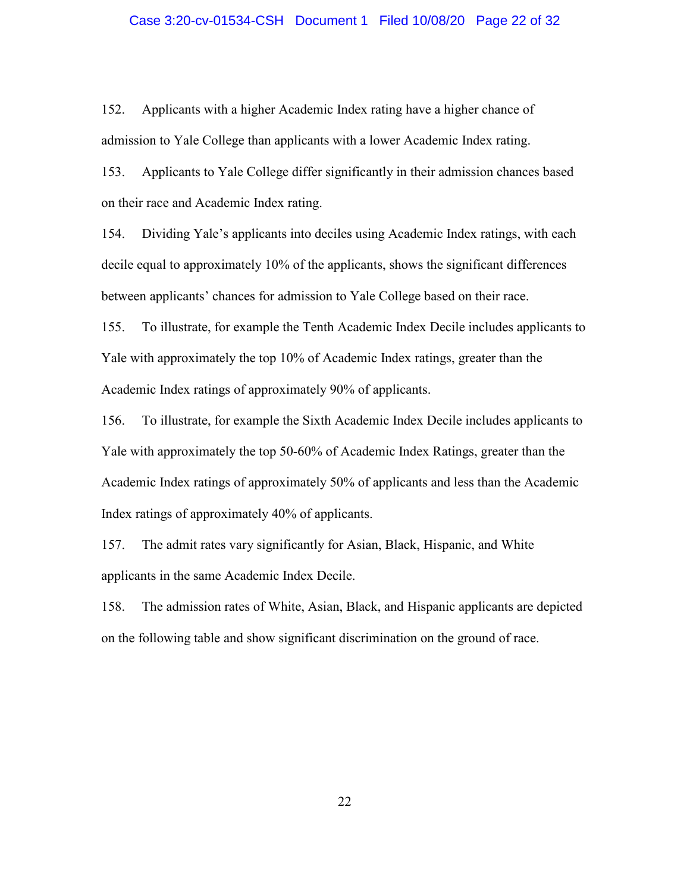152. Applicants with a higher Academic Index rating have a higher chance of admission to Yale College than applicants with a lower Academic Index rating.

153. Applicants to Yale College differ significantly in their admission chances based on their race and Academic Index rating.

154. Dividing Yale's applicants into deciles using Academic Index ratings, with each decile equal to approximately 10% of the applicants, shows the significant differences between applicants' chances for admission to Yale College based on their race.

155. To illustrate, for example the Tenth Academic Index Decile includes applicants to Yale with approximately the top 10% of Academic Index ratings, greater than the Academic Index ratings of approximately 90% of applicants.

156. To illustrate, for example the Sixth Academic Index Decile includes applicants to Yale with approximately the top 50-60% of Academic Index Ratings, greater than the Academic Index ratings of approximately 50% of applicants and less than the Academic Index ratings of approximately 40% of applicants.

157. The admit rates vary significantly for Asian, Black, Hispanic, and White applicants in the same Academic Index Decile.

158. The admission rates of White, Asian, Black, and Hispanic applicants are depicted on the following table and show significant discrimination on the ground of race.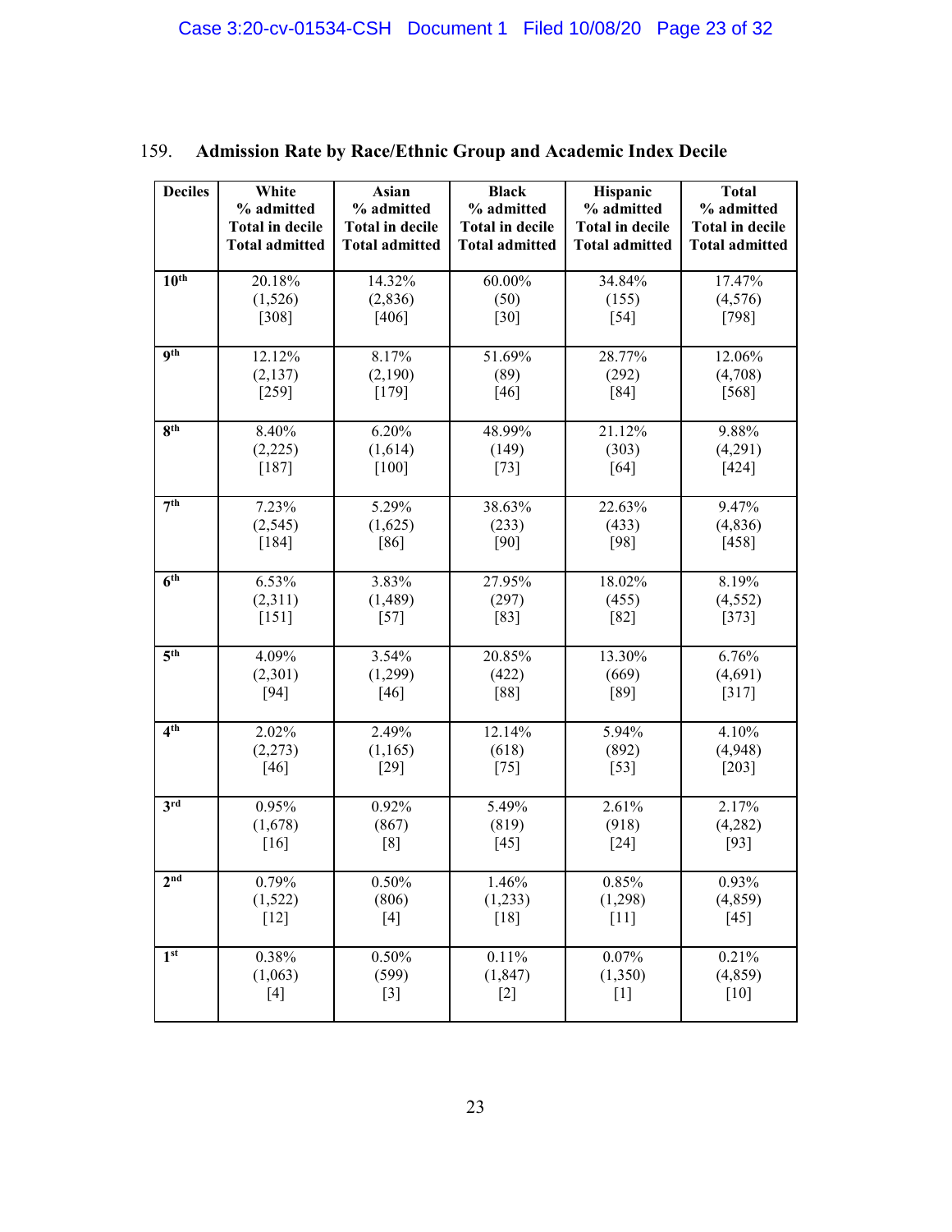159. **Admission Rate by Race/Ethnic Group and Academic Index Decile**

| Deciles | White<br>% admitted<br>Total in decile<br>Total admitted | Asian<br>% admitted<br>Total in decile<br>Total admitted | Black<br>% admitted<br>Total in decile<br>Total admitted | Hispanic<br>% admitted<br>Total in decile<br>Total admitted | Total<br>% admitted<br>Total in decile<br>Total admitted |
|---|---|---|---|---|---|
| 10th | 20.18%<br>(1,526)<br>[308] | 14.32%<br>(2,836)<br>[406] | 60.00%<br>(50)<br>[30] | 34.84%<br>(155)<br>[54] | 17.47%<br>(4,576)<br>[798] |
| 9th | 12.12%<br>(2,137)<br>[259] | 8.17%<br>(2,190)<br>[179] | 51.69%<br>(89)<br>[46] | 28.77%<br>(292)<br>[84] | 12.06%<br>(4,708)<br>[568] |
| 8th | 8.40%<br>(2,225)<br>[187] | 6.20%<br>(1,614)<br>[100] | 48.99%<br>(149)<br>[73] | 21.12%<br>(303)<br>[64] | 9.88%<br>(4,291)<br>[424] |
| 7th | 7.23%<br>(2,545)<br>[184] | 5.29%<br>(1,625)<br>[86] | 38.63%<br>(233)<br>[90] | 22.63%<br>(433)<br>[98] | 9.47%<br>(4,836)<br>[458] |
| 6th | 6.53%<br>(2,311)<br>[151] | 3.83%<br>(1,489)<br>[57] | 27.95%<br>(297)<br>[83] | 18.02%<br>(455)<br>[82] | 8.19%<br>(4,552)<br>[373] |
| 5th | 4.09%<br>(2,301)<br>[94] | 3.54%<br>(1,299)<br>[46] | 20.85%<br>(422)<br>[88] | 13.30%<br>(669)<br>[89] | 6.76%<br>(4,691)<br>[317] |
| 4th | 2.02%<br>(2,273)<br>[46] | 2.49%<br>(1,165)<br>[29] | 12.14%<br>(618)<br>[75] | 5.94%<br>(892)<br>[53] | 4.10%<br>(4,948)<br>[203] |
| 3rd | 0.95%<br>(1,678)<br>[16] | 0.92%<br>(867)<br>[8] | 5.49%<br>(819)<br>[45] | 2.61%<br>(918)<br>[24] | 2.17%<br>(4,282)<br>[93] |
| 2nd | 0.79%<br>(1,522)<br>[12] | 0.50%<br>(806)<br>[4] | 1.46%<br>(1,233)<br>[18] | 0.85%<br>(1,298)<br>[11] | 0.93%<br>(4,859)<br>[45] |
| 1st | 0.38%<br>(1,063)<br>[4] | 0.50%<br>(599)<br>[3] | 0.11%<br>(1,847)<br>[2] | 0.07%<br>(1,350)<br>[1] | 0.21%<br>(4,859)<br>[10] |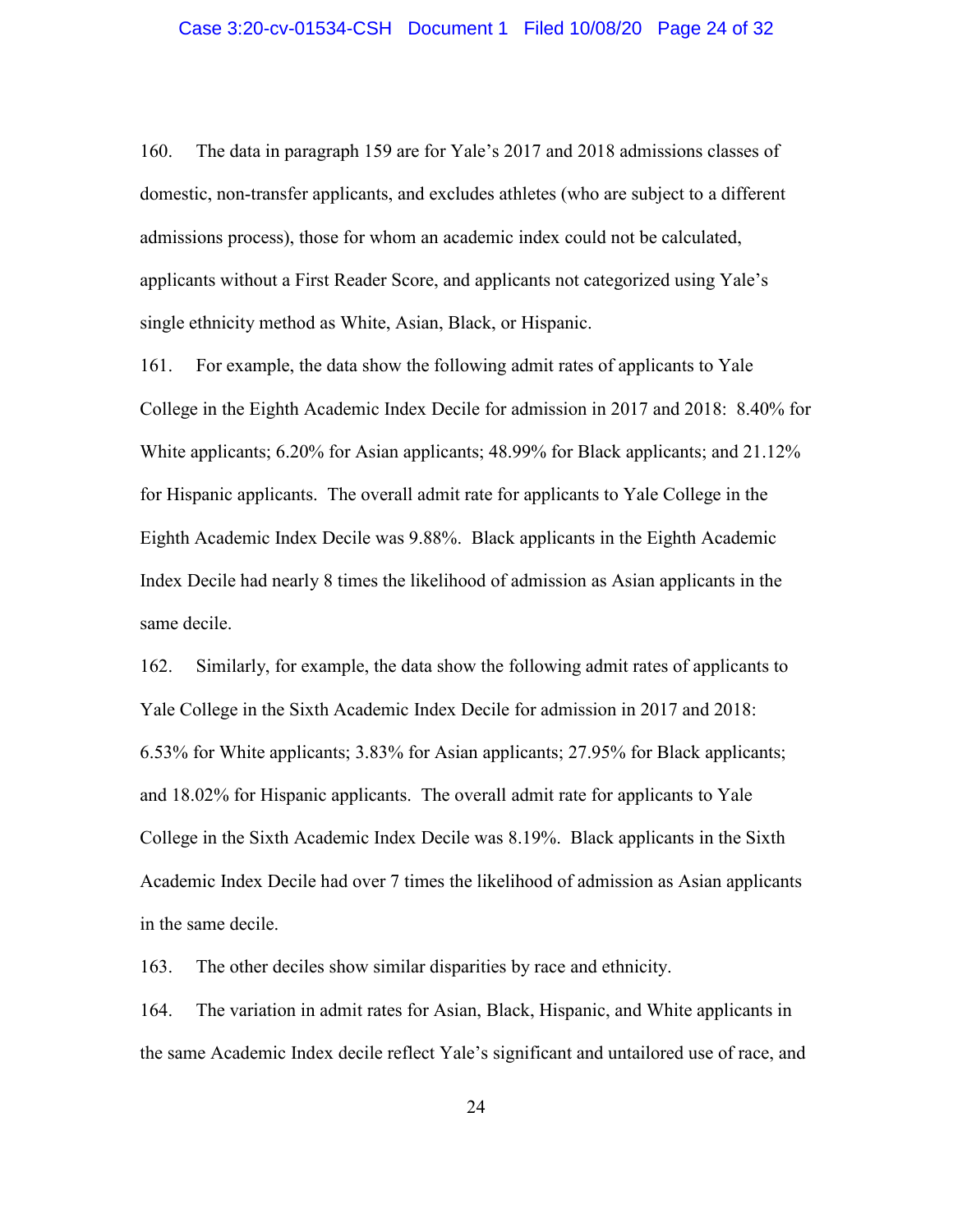160. The data in paragraph 159 are for Yale's 2017 and 2018 admissions classes of domestic, non-transfer applicants, and excludes athletes (who are subject to a different admissions process), those for whom an academic index could not be calculated, applicants without a First Reader Score, and applicants not categorized using Yale's single ethnicity method as White, Asian, Black, or Hispanic.

161. For example, the data show the following admit rates of applicants to Yale College in the Eighth Academic Index Decile for admission in 2017 and 2018: 8.40% for White applicants; 6.20% for Asian applicants; 48.99% for Black applicants; and 21.12% for Hispanic applicants. The overall admit rate for applicants to Yale College in the Eighth Academic Index Decile was 9.88%. Black applicants in the Eighth Academic Index Decile had nearly 8 times the likelihood of admission as Asian applicants in the same decile.

162. Similarly, for example, the data show the following admit rates of applicants to Yale College in the Sixth Academic Index Decile for admission in 2017 and 2018: 6.53% for White applicants; 3.83% for Asian applicants; 27.95% for Black applicants; and 18.02% for Hispanic applicants. The overall admit rate for applicants to Yale College in the Sixth Academic Index Decile was 8.19%. Black applicants in the Sixth Academic Index Decile had over 7 times the likelihood of admission as Asian applicants in the same decile.

163. The other deciles show similar disparities by race and ethnicity.

164. The variation in admit rates for Asian, Black, Hispanic, and White applicants in the same Academic Index decile reflect Yale's significant and untailored use of race, and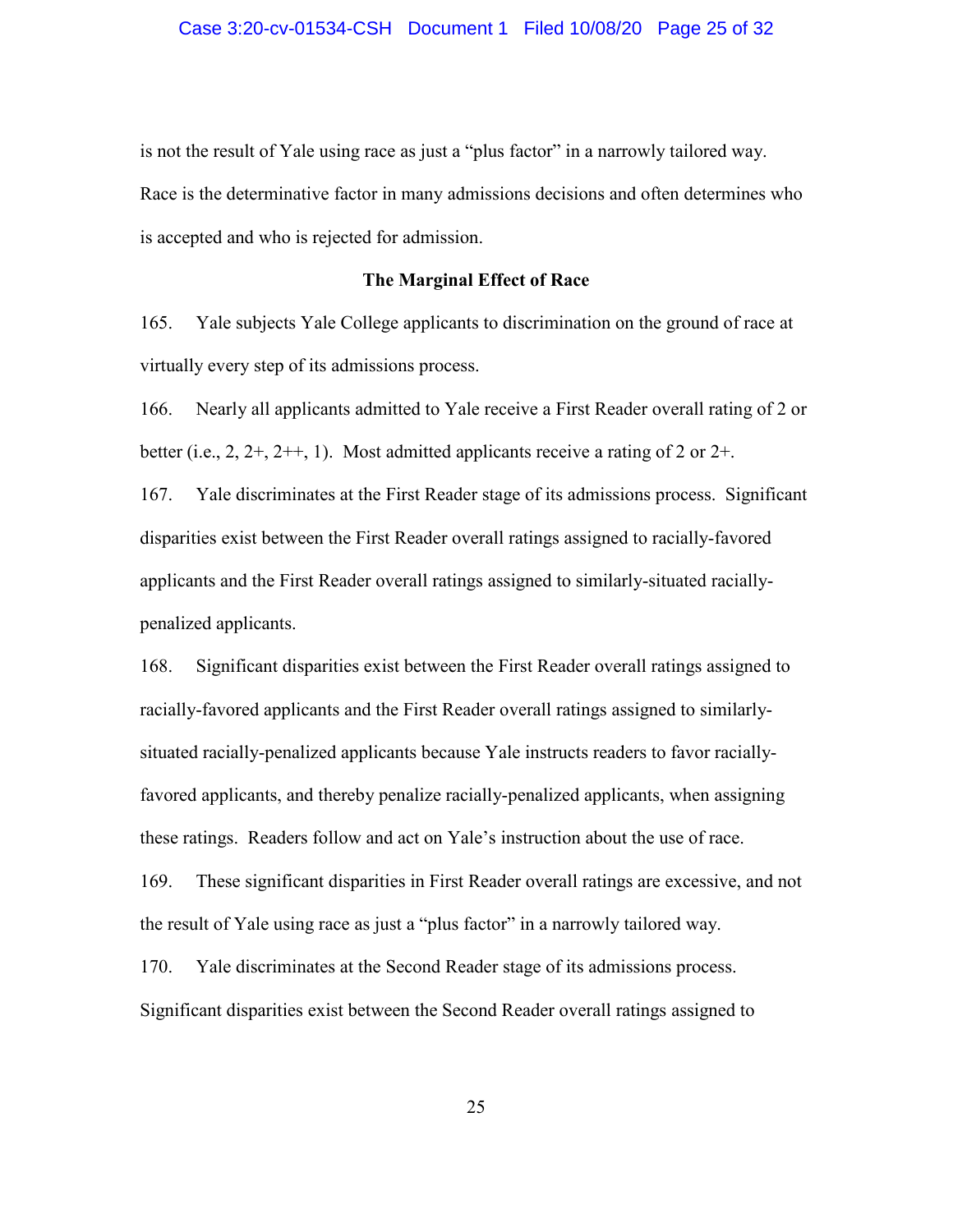is not the result of Yale using race as just a "plus factor" in a narrowly tailored way. Race is the determinative factor in many admissions decisions and often determines who is accepted and who is rejected for admission.

**The Marginal Effect of Race**

165. Yale subjects Yale College applicants to discrimination on the ground of race at virtually every step of its admissions process.

166. Nearly all applicants admitted to Yale receive a First Reader overall rating of 2 or better (i.e., 2, 2+, 2++, 1). Most admitted applicants receive a rating of 2 or 2+.

167. Yale discriminates at the First Reader stage of its admissions process. Significant disparities exist between the First Reader overall ratings assigned to racially-favored applicants and the First Reader overall ratings assigned to similarly-situated racially-penalized applicants.

168. Significant disparities exist between the First Reader overall ratings assigned to racially-favored applicants and the First Reader overall ratings assigned to similarly-situated racially-penalized applicants because Yale instructs readers to favor racially-favored applicants, and thereby penalize racially-penalized applicants, when assigning these ratings. Readers follow and act on Yale's instruction about the use of race.

169. These significant disparities in First Reader overall ratings are excessive, and not the result of Yale using race as just a "plus factor" in a narrowly tailored way.

170. Yale discriminates at the Second Reader stage of its admissions process. Significant disparities exist between the Second Reader overall ratings assigned to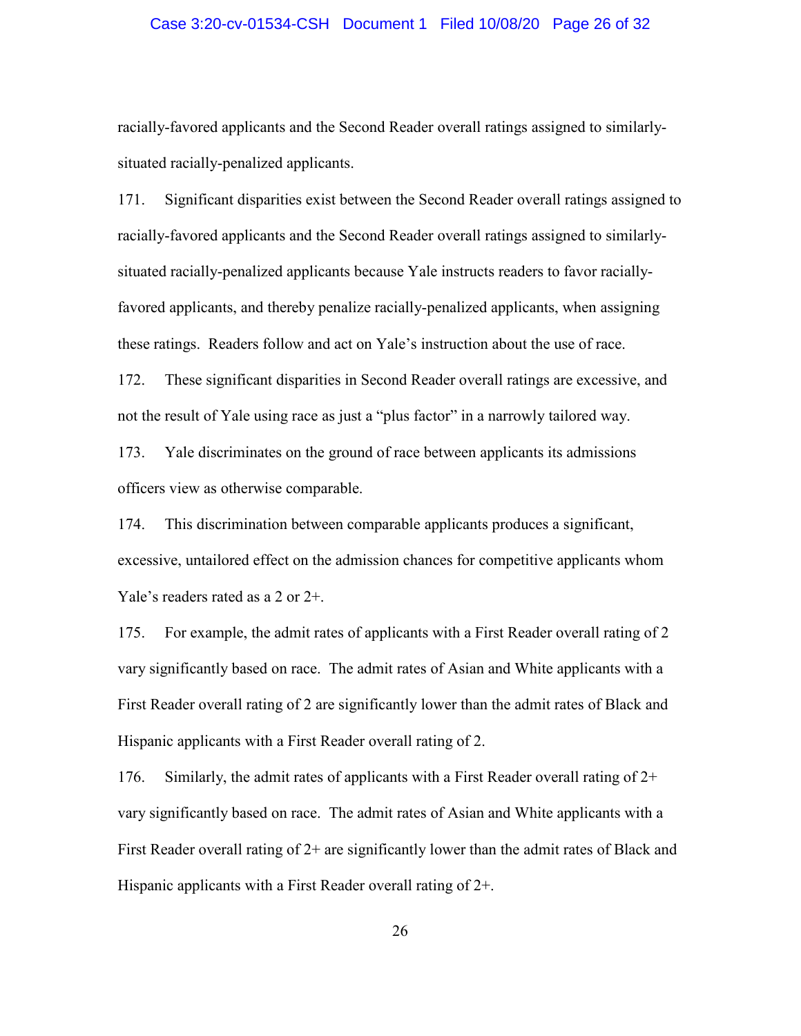racially-favored applicants and the Second Reader overall ratings assigned to similarly-situated racially-penalized applicants.

171. Significant disparities exist between the Second Reader overall ratings assigned to racially-favored applicants and the Second Reader overall ratings assigned to similarly-situated racially-penalized applicants because Yale instructs readers to favor racially-favored applicants, and thereby penalize racially-penalized applicants, when assigning these ratings. Readers follow and act on Yale's instruction about the use of race.

172. These significant disparities in Second Reader overall ratings are excessive, and not the result of Yale using race as just a "plus factor" in a narrowly tailored way.

173. Yale discriminates on the ground of race between applicants its admissions officers view as otherwise comparable.

174. This discrimination between comparable applicants produces a significant, excessive, untailored effect on the admission chances for competitive applicants whom Yale's readers rated as a 2 or 2+.

175. For example, the admit rates of applicants with a First Reader overall rating of 2 vary significantly based on race. The admit rates of Asian and White applicants with a First Reader overall rating of 2 are significantly lower than the admit rates of Black and Hispanic applicants with a First Reader overall rating of 2.

176. Similarly, the admit rates of applicants with a First Reader overall rating of 2+ vary significantly based on race. The admit rates of Asian and White applicants with a First Reader overall rating of 2+ are significantly lower than the admit rates of Black and Hispanic applicants with a First Reader overall rating of 2+.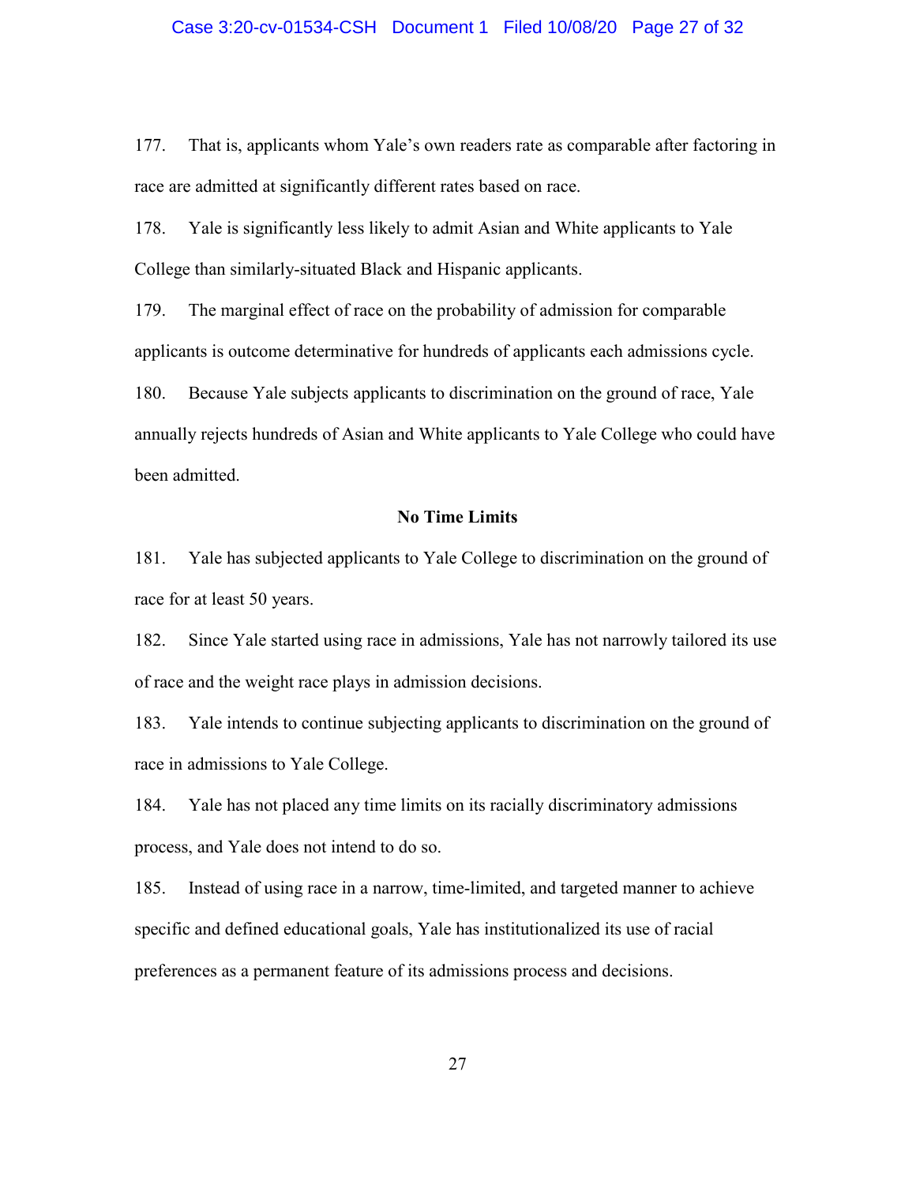177. That is, applicants whom Yale's own readers rate as comparable after factoring in race are admitted at significantly different rates based on race.

178. Yale is significantly less likely to admit Asian and White applicants to Yale College than similarly-situated Black and Hispanic applicants.

179. The marginal effect of race on the probability of admission for comparable applicants is outcome determinative for hundreds of applicants each admissions cycle.

180. Because Yale subjects applicants to discrimination on the ground of race, Yale annually rejects hundreds of Asian and White applicants to Yale College who could have been admitted.

**No Time Limits**

181. Yale has subjected applicants to Yale College to discrimination on the ground of race for at least 50 years.

182. Since Yale started using race in admissions, Yale has not narrowly tailored its use of race and the weight race plays in admission decisions.

183. Yale intends to continue subjecting applicants to discrimination on the ground of race in admissions to Yale College.

184. Yale has not placed any time limits on its racially discriminatory admissions process, and Yale does not intend to do so.

185. Instead of using race in a narrow, time-limited, and targeted manner to achieve specific and defined educational goals, Yale has institutionalized its use of racial preferences as a permanent feature of its admissions process and decisions.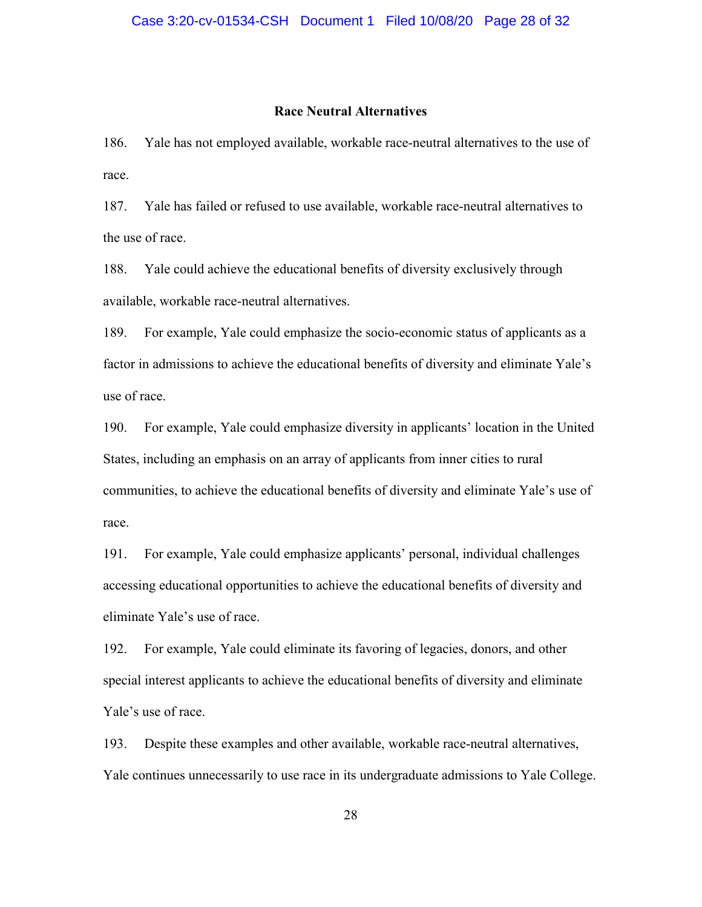## Race Neutral Alternatives

186. Yale has not employed available, workable race-neutral alternatives to the use of race.

187. Yale has failed or refused to use available, workable race-neutral alternatives to the use of race.

188. Yale could achieve the educational benefits of diversity exclusively through available, workable race-neutral alternatives.

189. For example, Yale could emphasize the socio-economic status of applicants as a factor in admissions to achieve the educational benefits of diversity and eliminate Yale's use of race.

190. For example, Yale could emphasize diversity in applicants' location in the United States, including an emphasis on an array of applicants from inner cities to rural communities, to achieve the educational benefits of diversity and eliminate Yale's use of race.

191. For example, Yale could emphasize applicants' personal, individual challenges accessing educational opportunities to achieve the educational benefits of diversity and eliminate Yale's use of race.

192. For example, Yale could eliminate its favoring of legacies, donors, and other special interest applicants to achieve the educational benefits of diversity and eliminate Yale's use of race.

193. Despite these examples and other available, workable race-neutral alternatives, Yale continues unnecessarily to use race in its undergraduate admissions to Yale College.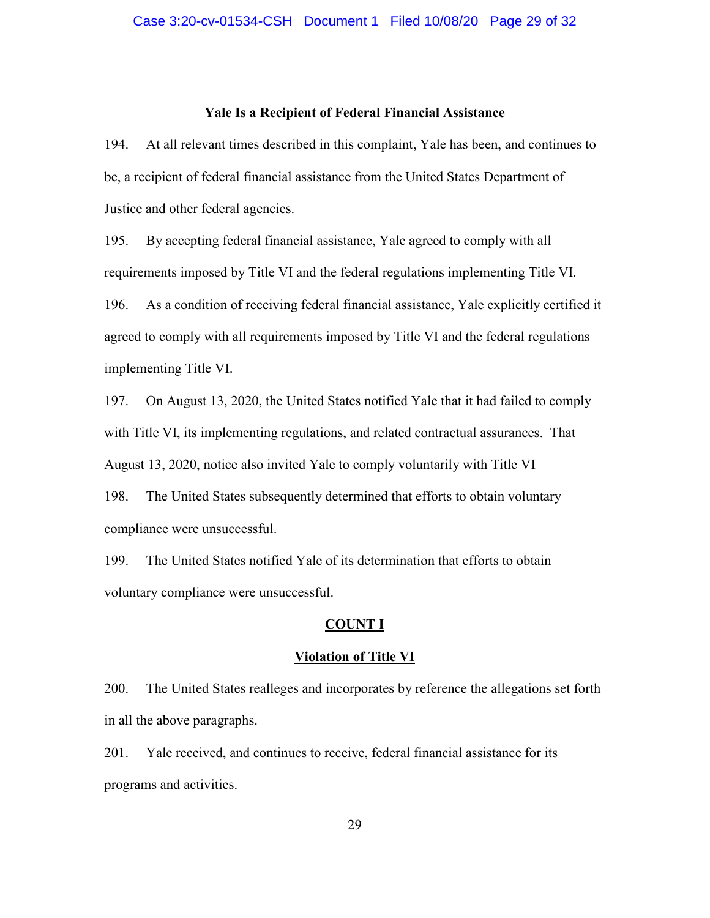**Yale Is a Recipient of Federal Financial Assistance**

194. At all relevant times described in this complaint, Yale has been, and continues to be, a recipient of federal financial assistance from the United States Department of Justice and other federal agencies.

195. By accepting federal financial assistance, Yale agreed to comply with all requirements imposed by Title VI and the federal regulations implementing Title VI.

196. As a condition of receiving federal financial assistance, Yale explicitly certified it agreed to comply with all requirements imposed by Title VI and the federal regulations implementing Title VI.

197. On August 13, 2020, the United States notified Yale that it had failed to comply with Title VI, its implementing regulations, and related contractual assurances. That August 13, 2020, notice also invited Yale to comply voluntarily with Title VI

198. The United States subsequently determined that efforts to obtain voluntary compliance were unsuccessful.

199. The United States notified Yale of its determination that efforts to obtain voluntary compliance were unsuccessful.

**COUNT I**

**Violation of Title VI**

200. The United States realleges and incorporates by reference the allegations set forth in all the above paragraphs.

201. Yale received, and continues to receive, federal financial assistance for its programs and activities.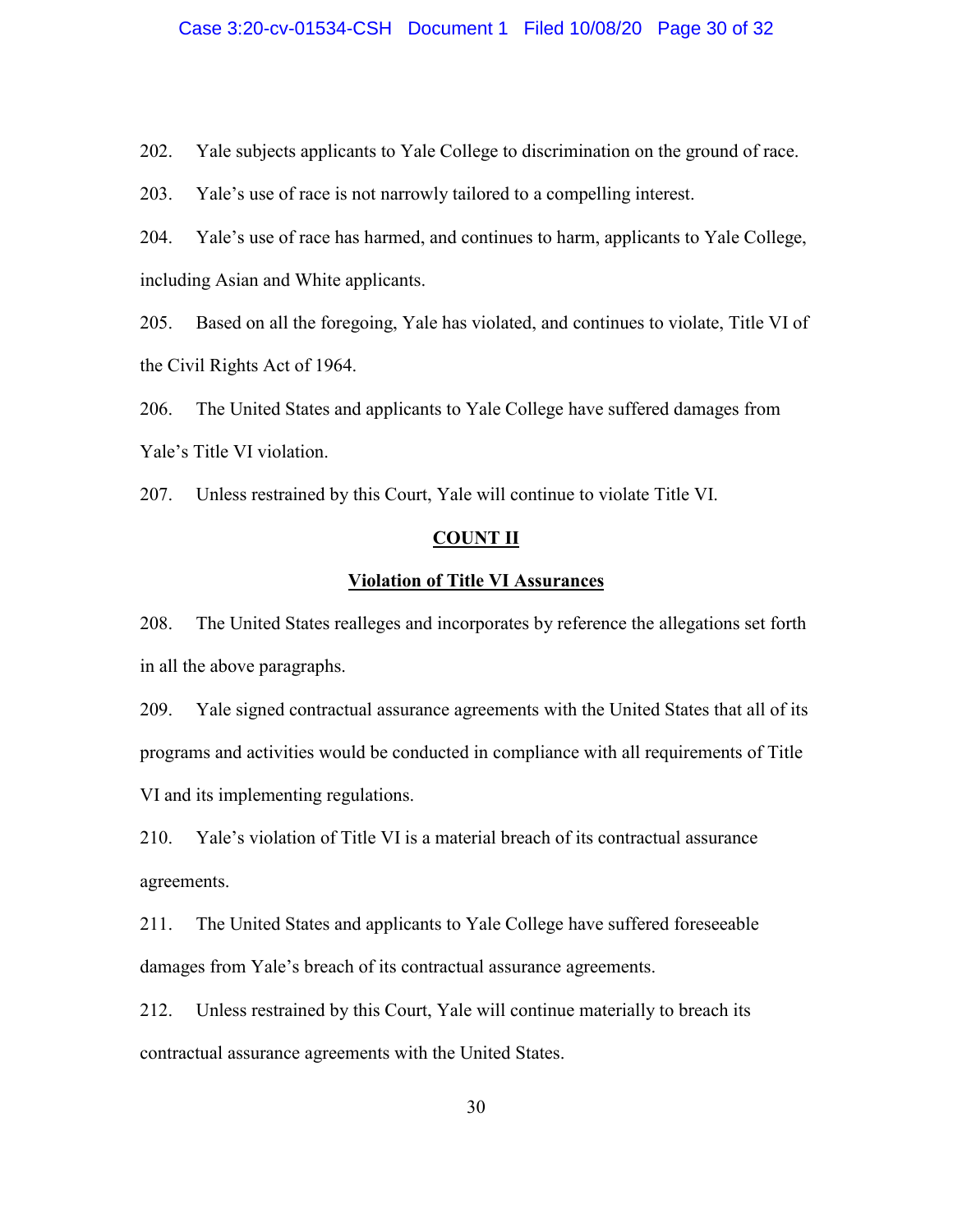202. Yale subjects applicants to Yale College to discrimination on the ground of race.

203. Yale's use of race is not narrowly tailored to a compelling interest.

204. Yale's use of race has harmed, and continues to harm, applicants to Yale College, including Asian and White applicants.

205. Based on all the foregoing, Yale has violated, and continues to violate, Title VI of the Civil Rights Act of 1964.

206. The United States and applicants to Yale College have suffered damages from Yale's Title VI violation.

207. Unless restrained by this Court, Yale will continue to violate Title VI.

## COUNT II

### Violation of Title VI Assurances

208. The United States realleges and incorporates by reference the allegations set forth in all the above paragraphs.

209. Yale signed contractual assurance agreements with the United States that all of its programs and activities would be conducted in compliance with all requirements of Title VI and its implementing regulations.

210. Yale's violation of Title VI is a material breach of its contractual assurance agreements.

211. The United States and applicants to Yale College have suffered foreseeable damages from Yale's breach of its contractual assurance agreements.

212. Unless restrained by this Court, Yale will continue materially to breach its contractual assurance agreements with the United States.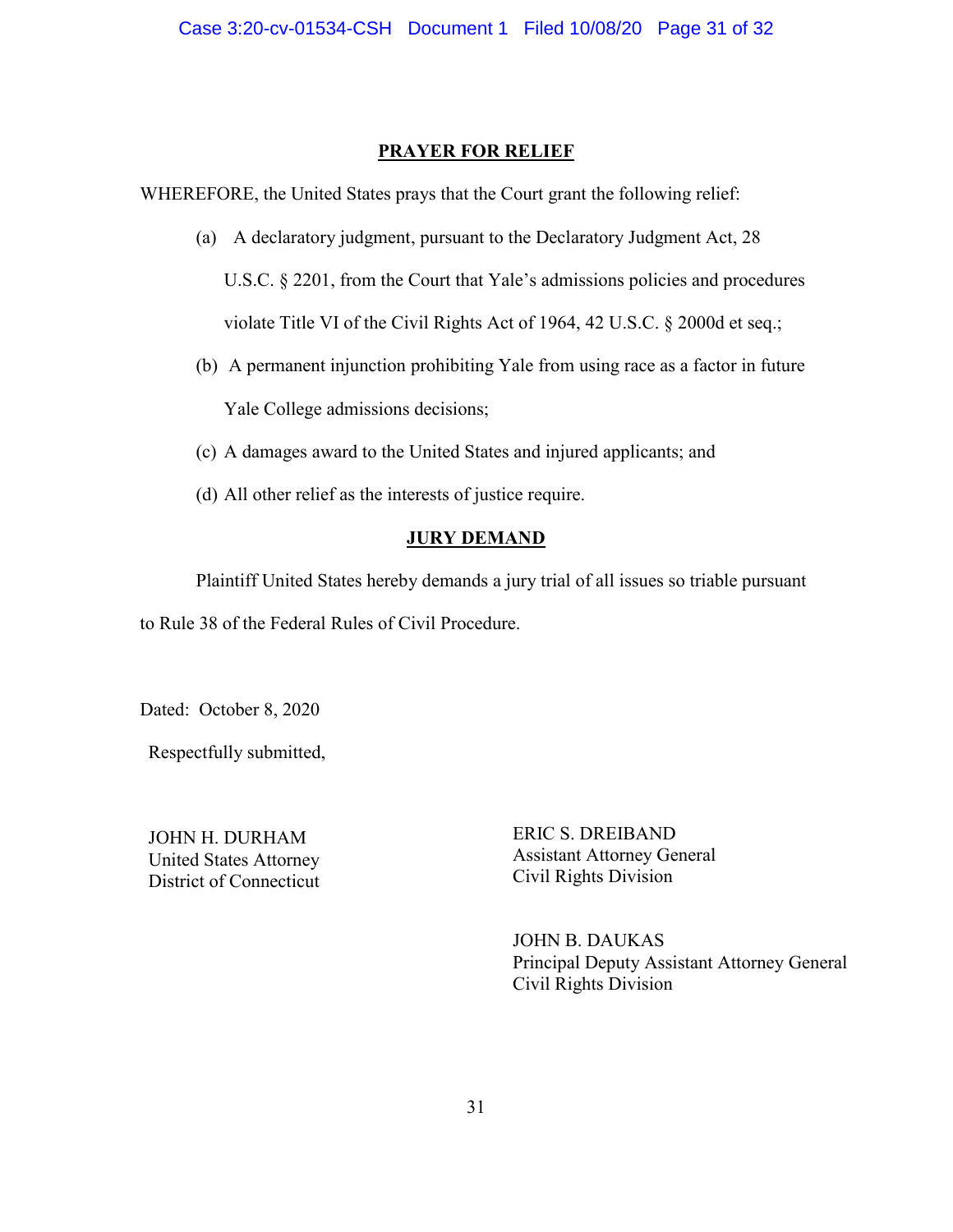## PRAYER FOR RELIEF

WHEREFORE, the United States prays that the Court grant the following relief:

(a) A declaratory judgment, pursuant to the Declaratory Judgment Act, 28 U.S.C. § 2201, from the Court that Yale's admissions policies and procedures violate Title VI of the Civil Rights Act of 1964, 42 U.S.C. § 2000d et seq.;

(b) A permanent injunction prohibiting Yale from using race as a factor in future Yale College admissions decisions;

(c) A damages award to the United States and injured applicants; and

(d) All other relief as the interests of justice require.

## JURY DEMAND

Plaintiff United States hereby demands a jury trial of all issues so triable pursuant to Rule 38 of the Federal Rules of Civil Procedure.

Dated: October 8, 2020

Respectfully submitted,

JOHN H. DURHAM
United States Attorney
District of Connecticut

ERIC S. DREIBAND
Assistant Attorney General
Civil Rights Division

JOHN B. DAUKAS
Principal Deputy Assistant Attorney General
Civil Rights Division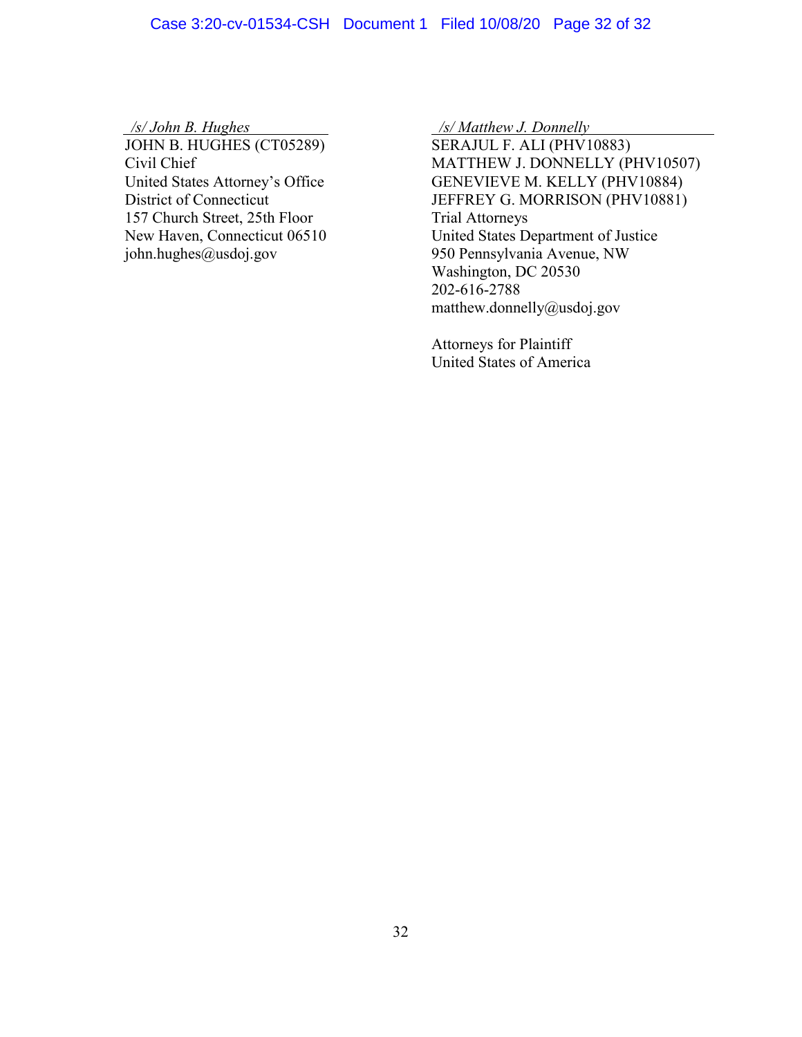*/s/ John B. Hughes*
JOHN B. HUGHES (CT05289)
Civil Chief
United States Attorney's Office
District of Connecticut
157 Church Street, 25th Floor
New Haven, Connecticut 06510
john.hughes@usdoj.gov

*/s/ Matthew J. Donnelly*
SERAJUL F. ALI (PHV10883)
MATTHEW J. DONNELLY (PHV10507)
GENEVIEVE M. KELLY (PHV10884)
JEFFREY G. MORRISON (PHV10881)
Trial Attorneys
United States Department of Justice
950 Pennsylvania Avenue, NW
Washington, DC 20530
202-616-2788
matthew.donnelly@usdoj.gov

Attorneys for Plaintiff
United States of America